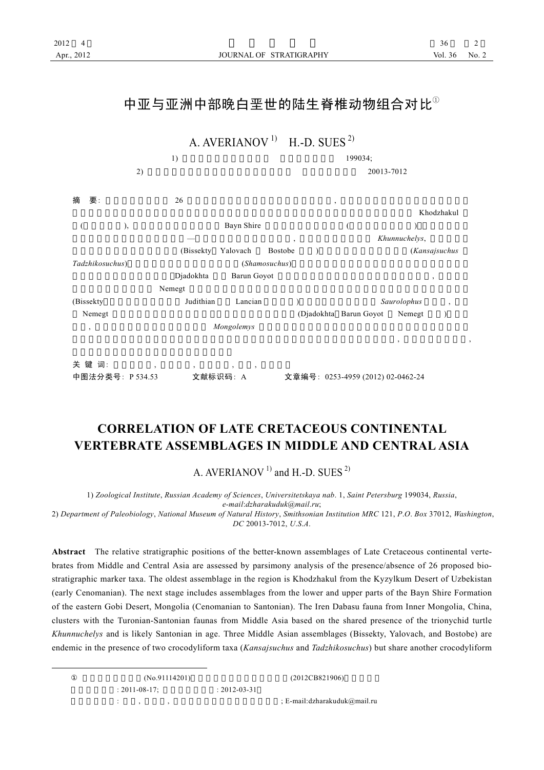# 中亚与亚洲中部晚白垩世的陆生脊椎动物组合对比①

A. AVERIANOV [1)] H.-D. SUES [2)]

1) 199034;

2) 20013-7012

**摘 要**: 26 , Khodzhakul ( ), Bayn Shire ( ) — , *Khunnuchelys*, (Bissekty Yalovach Bostobe ) (*Kansajsuchus* *Tadzhikosuchus*) (*Shamosuchus*) Djadokhta Barun Goyot , Nemegt (Bissekty Judithian Lancian ) *Saurolophus* , Nemegt (Djadokhta Barun Goyot Nemegt ) , *Mongolemys* , ,

**关 键 词**: , , , ,

**中图法分类号**: P 534.53 **文献标识码**: A **文章编号**: 0253-4959 (2012) 02-0462-24

# CORRELATION OF LATE CRETACEOUS CONTINENTAL VERTEBRATE ASSEMBLAGES IN MIDDLE AND CENTRAL ASIA

A. AVERIANOV [1)] and H.-D. SUES [2)]

1) *Zoological Institute*, *Russian Academy of Sciences*, *Universitetskaya nab*. 1, *Saint Petersburg* 199034, *Russia*, *e-mail*:*dzharakuduk@mail.ru*;

2) *Department of Paleobiology*, *National Museum of Natural History*, *Smithsonian Institution MRC* 121, *P.O. Box* 37012, *Washington*, *DC* 20013-7012, *U.S.A*.

**Abstract** The relative stratigraphic positions of the better-known assemblages of Late Cretaceous continental vertebrates from Middle and Central Asia are assessed by parsimony analysis of the presence/absence of 26 proposed biostratigraphic marker taxa. The oldest assemblage in the region is Khodzhakul from the Kyzylkum Desert of Uzbekistan (early Cenomanian). The next stage includes assemblages from the lower and upper parts of the Bayn Shire Formation of the eastern Gobi Desert, Mongolia (Cenomanian to Santonian). The Iren Dabasu fauna from Inner Mongolia, China, clusters with the Turonian-Santonian faunas from Middle Asia based on the shared presence of the trionychid turtle *Khunnuchelys* and is likely Santonian in age. Three Middle Asian assemblages (Bissekty, Yalovach, and Bostobe) are endemic in the presence of two crocodyliform taxa (*Kansajsuchus* and *Tadzhikosuchus*) but share another crocodyliform

---

① (No.91114201) (2012CB821906)

: 2011-08-17; : 2012-03-31

: , , ; E-mail:dzharakuduk@mail.ru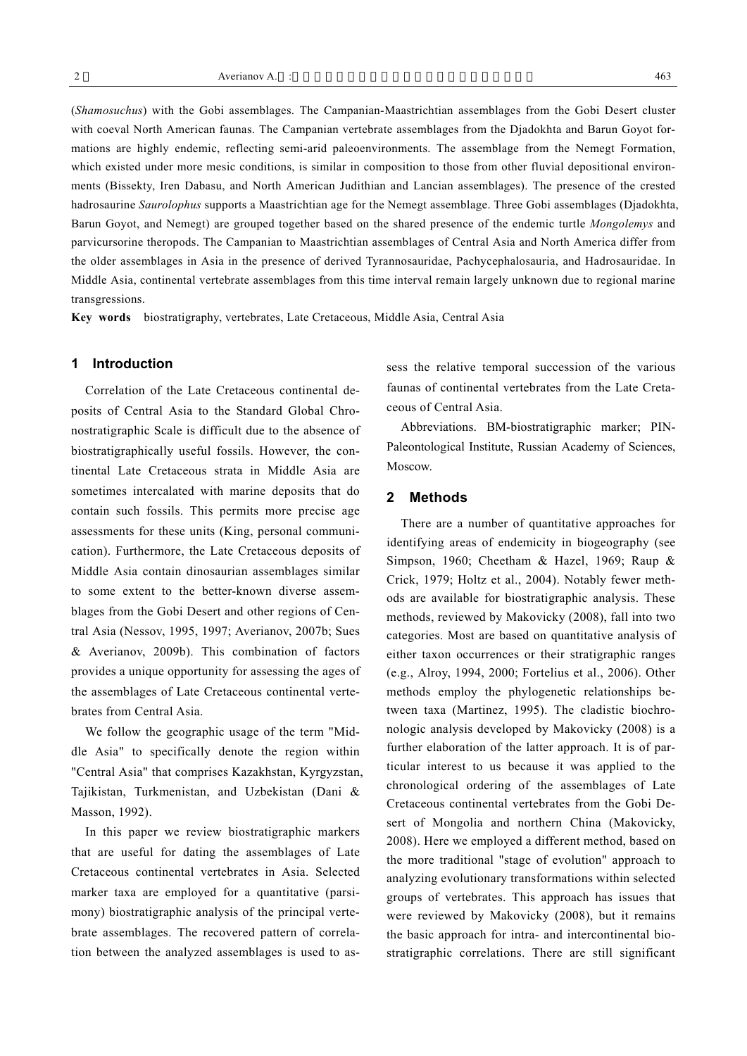(*Shamosuchus*) with the Gobi assemblages. The Campanian-Maastrichtian assemblages from the Gobi Desert cluster with coeval North American faunas. The Campanian vertebrate assemblages from the Djadokhta and Barun Goyot formations are highly endemic, reflecting semi-arid paleoenvironments. The assemblage from the Nemegt Formation, which existed under more mesic conditions, is similar in composition to those from other fluvial depositional environments (Bissekty, Iren Dabasu, and North American Judithian and Lancian assemblages). The presence of the crested hadrosaurine *Saurolophus* supports a Maastrichtian age for the Nemegt assemblage. Three Gobi assemblages (Djadokhta, Barun Goyot, and Nemegt) are grouped together based on the shared presence of the endemic turtle *Mongolemys* and parvicursorine theropods. The Campanian to Maastrichtian assemblages of Central Asia and North America differ from the older assemblages in Asia in the presence of derived Tyrannosauridae, Pachycephalosauria, and Hadrosauridae. In Middle Asia, continental vertebrate assemblages from this time interval remain largely unknown due to regional marine transgressions.

**Key words** biostratigraphy, vertebrates, Late Cretaceous, Middle Asia, Central Asia

## 1 Introduction

Correlation of the Late Cretaceous continental deposits of Central Asia to the Standard Global Chronostratigraphic Scale is difficult due to the absence of biostratigraphically useful fossils. However, the continental Late Cretaceous strata in Middle Asia are sometimes intercalated with marine deposits that do contain such fossils. This permits more precise age assessments for these units (King, personal communication). Furthermore, the Late Cretaceous deposits of Middle Asia contain dinosaurian assemblages similar to some extent to the better-known diverse assemblages from the Gobi Desert and other regions of Central Asia (Nessov, 1995, 1997; Averianov, 2007b; Sues & Averianov, 2009b). This combination of factors provides a unique opportunity for assessing the ages of the assemblages of Late Cretaceous continental vertebrates from Central Asia.

We follow the geographic usage of the term "Middle Asia" to specifically denote the region within "Central Asia" that comprises Kazakhstan, Kyrgyzstan, Tajikistan, Turkmenistan, and Uzbekistan (Dani & Masson, 1992).

In this paper we review biostratigraphic markers that are useful for dating the assemblages of Late Cretaceous continental vertebrates in Asia. Selected marker taxa are employed for a quantitative (parsimony) biostratigraphic analysis of the principal vertebrate assemblages. The recovered pattern of correlation between the analyzed assemblages is used to assess the relative temporal succession of the various faunas of continental vertebrates from the Late Cretaceous of Central Asia.

Abbreviations. BM-biostratigraphic marker; PIN-Paleontological Institute, Russian Academy of Sciences, Moscow.

## 2 Methods

There are a number of quantitative approaches for identifying areas of endemicity in biogeography (see Simpson, 1960; Cheetham & Hazel, 1969; Raup & Crick, 1979; Holtz et al., 2004). Notably fewer methods are available for biostratigraphic analysis. These methods, reviewed by Makovicky (2008), fall into two categories. Most are based on quantitative analysis of either taxon occurrences or their stratigraphic ranges (e.g., Alroy, 1994, 2000; Fortelius et al., 2006). Other methods employ the phylogenetic relationships between taxa (Martinez, 1995). The cladistic biochronologic analysis developed by Makovicky (2008) is a further elaboration of the latter approach. It is of particular interest to us because it was applied to the chronological ordering of the assemblages of Late Cretaceous continental vertebrates from the Gobi Desert of Mongolia and northern China (Makovicky, 2008). Here we employed a different method, based on the more traditional "stage of evolution" approach to analyzing evolutionary transformations within selected groups of vertebrates. This approach has issues that were reviewed by Makovicky (2008), but it remains the basic approach for intra- and intercontinental biostratigraphic correlations. There are still significant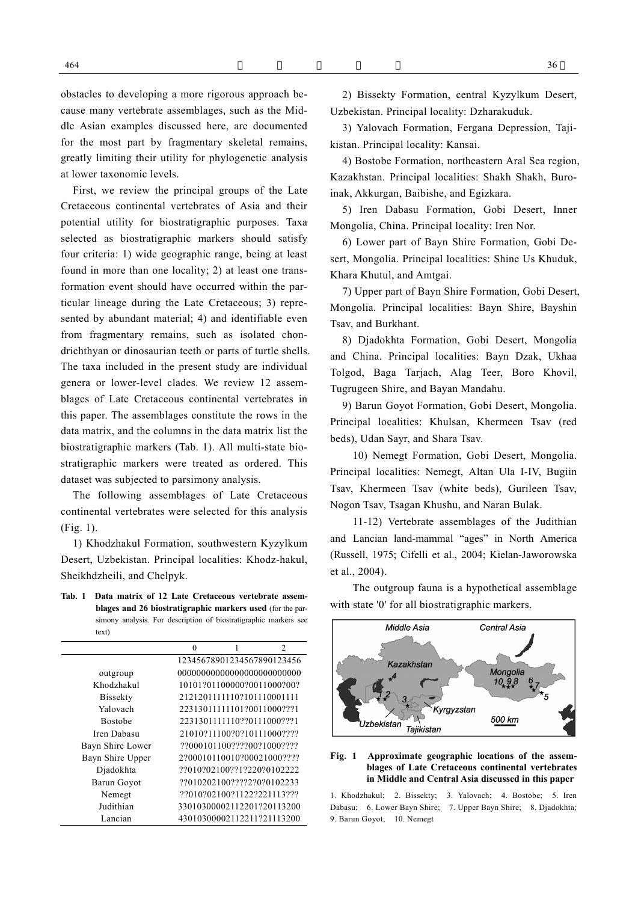obstacles to developing a more rigorous approach because many vertebrate assemblages, such as the Middle Asian examples discussed here, are documented for the most part by fragmentary skeletal remains, greatly limiting their utility for phylogenetic analysis at lower taxonomic levels.

First, we review the principal groups of the Late Cretaceous continental vertebrates of Asia and their potential utility for biostratigraphic purposes. Taxa selected as biostratigraphic markers should satisfy four criteria: 1) wide geographic range, being at least found in more than one locality; 2) at least one transformation event should have occurred within the particular lineage during the Late Cretaceous; 3) represented by abundant material; 4) and identifiable even from fragmentary remains, such as isolated chondrichthyan or dinosaurian teeth or parts of turtle shells. The taxa included in the present study are individual genera or lower-level clades. We review 12 assemblages of Late Cretaceous continental vertebrates in this paper. The assemblages constitute the rows in the data matrix, and the columns in the data matrix list the biostratigraphic markers (Tab. 1). All multi-state biostratigraphic markers were treated as ordered. This dataset was subjected to parsimony analysis.

The following assemblages of Late Cretaceous continental vertebrates were selected for this analysis (Fig. 1).

1) Khodzhakul Formation, southwestern Kyzylkum Desert, Uzbekistan. Principal localities: Khodz-hakul, Sheikhdzheili, and Chelpyk.

**Tab. 1 Data matrix of 12 Late Cretaceous vertebrate assemblages and 26 biostratigraphic markers used** (for the parsimony analysis. For description of biostratigraphic markers see text)

| | 0 1 2<br>12345678901234567890123456 |
|---|---|
| outgroup | 00000000000000000000000000 |
| Khodzhakul | 10101?01100000?0011000?00? |
| Bissekty | 2121201111110?101110001111 |
| Yalovach | 2231301111101?0011000???1 |
| Bostobe | 2231301111110??0111000???1 |
| Iren Dabasu | 21010?11100?0?10111000???? |
| Bayn Shire Lower | ??000101100????00?1000???? |
| Bayn Shire Upper | 2?00010110010?00021000???? |
| Djadokhta | ??010?02100??1?220?0102222 |
| Barun Goyot | ??010202100????2?0?0102233 |
| Nemegt | ??010?02100?1122?221113??? |
| Judithian | 33010300002112201?20113200 |
| Lancian | 43010300002112211?21113200 |

2) Bissekty Formation, central Kyzylkum Desert, Uzbekistan. Principal locality: Dzharakuduk.

3) Yalovach Formation, Fergana Depression, Tajikistan. Principal locality: Kansai.

4) Bostobe Formation, northeastern Aral Sea region, Kazakhstan. Principal localities: Shakh Shakh, Buroinak, Akkurgan, Baibishe, and Egizkara.

5) Iren Dabasu Formation, Gobi Desert, Inner Mongolia, China. Principal locality: Iren Nor.

6) Lower part of Bayn Shire Formation, Gobi Desert, Mongolia. Principal localities: Shine Us Khuduk, Khara Khutul, and Amtgai.

7) Upper part of Bayn Shire Formation, Gobi Desert, Mongolia. Principal localities: Bayn Shire, Bayshin Tsav, and Burkhant.

8) Djadokhta Formation, Gobi Desert, Mongolia and China. Principal localities: Bayn Dzak, Ukhaa Tolgod, Baga Tarjach, Alag Teer, Boro Khovil, Tugrugeen Shire, and Bayan Mandahu.

9) Barun Goyot Formation, Gobi Desert, Mongolia. Principal localities: Khulsan, Khermeen Tsav (red beds), Udan Sayr, and Shara Tsav.

10) Nemegt Formation, Gobi Desert, Mongolia. Principal localities: Nemegt, Altan Ula I-IV, Bugiin Tsav, Khermeen Tsav (white beds), Gurileen Tsav, Nogon Tsav, Tsagan Khushu, and Naran Bulak.

11-12) Vertebrate assemblages of the Judithian and Lancian land-mammal “ages” in North America (Russell, 1975; Cifelli et al., 2004; Kielan-Jaworowska et al., 2004).

The outgroup fauna is a hypothetical assemblage with state '0' for all biostratigraphic markers.

**Fig. 1 Approximate geographic locations of the assemblages of Late Cretaceous continental vertebrates in Middle and Central Asia discussed in this paper**

1. Khodzhakul; 2. Bissekty; 3. Yalovach; 4. Bostobe; 5. Iren Dabasu; 6. Lower Bayn Shire; 7. Upper Bayn Shire; 8. Djadokhta; 9. Barun Goyot; 10. Nemegt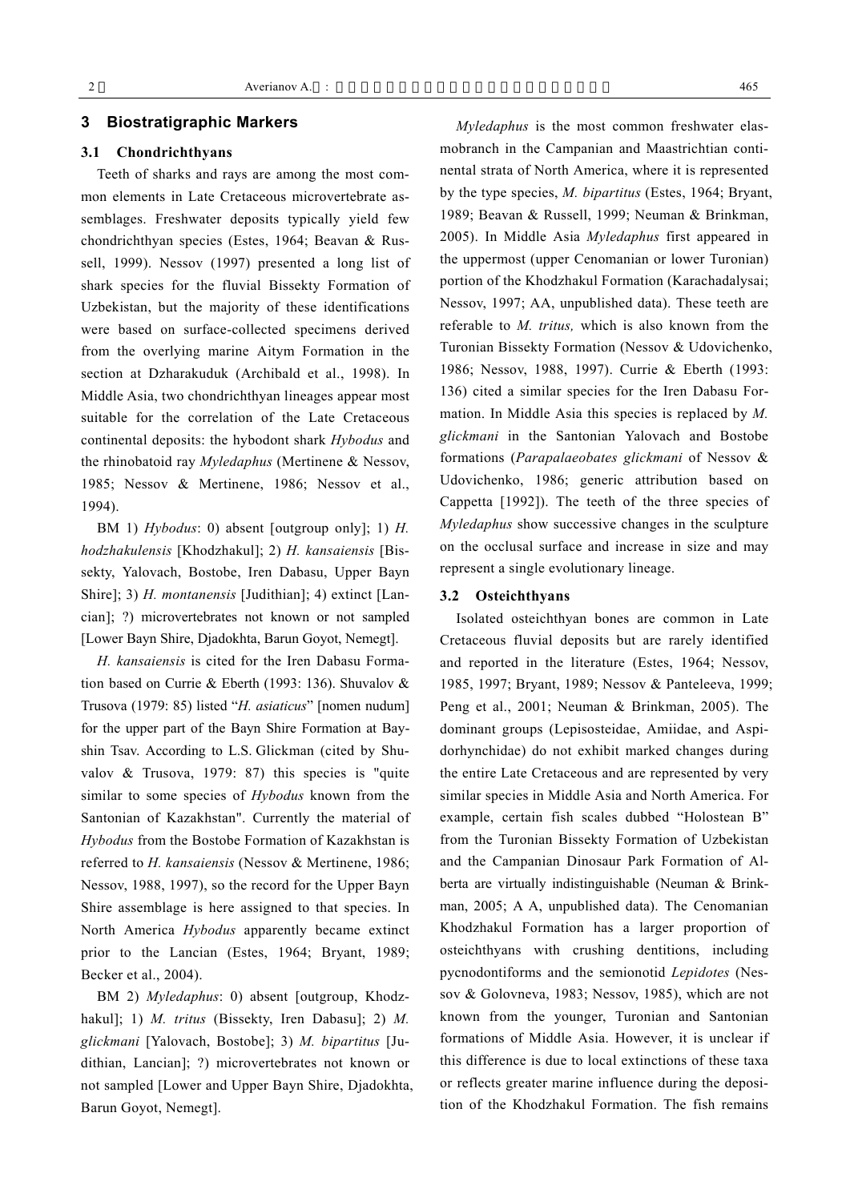## 3 Biostratigraphic Markers

### 3.1 Chondrichthyans

Teeth of sharks and rays are among the most common elements in Late Cretaceous microvertebrate assemblages. Freshwater deposits typically yield few chondrichthyan species (Estes, 1964; Beavan & Russell, 1999). Nessov (1997) presented a long list of shark species for the fluvial Bissekty Formation of Uzbekistan, but the majority of these identifications were based on surface-collected specimens derived from the overlying marine Aitym Formation in the section at Dzharakuduk (Archibald et al., 1998). In Middle Asia, two chondrichthyan lineages appear most suitable for the correlation of the Late Cretaceous continental deposits: the hybodont shark *Hybodus* and the rhinobatoid ray *Myledaphus* (Mertinene & Nessov, 1985; Nessov & Mertinene, 1986; Nessov et al., 1994).

BM 1) *Hybodus*: 0) absent [outgroup only]; 1) *H. hodzhakulensis* [Khodzhakul]; 2) *H. kansaiensis* [Bissekty, Yalovach, Bostobe, Iren Dabasu, Upper Bayn Shire]; 3) *H. montanensis* [Judithian]; 4) extinct [Lancian]; ?) microvertebrates not known or not sampled [Lower Bayn Shire, Djadokhta, Barun Goyot, Nemegt].

*H. kansaiensis* is cited for the Iren Dabasu Formation based on Currie & Eberth (1993: 136). Shuvalov & Trusova (1979: 85) listed "*H. asiaticus*" [nomen nudum] for the upper part of the Bayn Shire Formation at Bayshin Tsav. According to L.S. Glickman (cited by Shuvalov & Trusova, 1979: 87) this species is "quite similar to some species of *Hybodus* known from the Santonian of Kazakhstan". Currently the material of *Hybodus* from the Bostobe Formation of Kazakhstan is referred to *H. kansaiensis* (Nessov & Mertinene, 1986; Nessov, 1988, 1997), so the record for the Upper Bayn Shire assemblage is here assigned to that species. In North America *Hybodus* apparently became extinct prior to the Lancian (Estes, 1964; Bryant, 1989; Becker et al., 2004).

BM 2) *Myledaphus*: 0) absent [outgroup, Khodzhakul]; 1) *M. tritus* (Bissekty, Iren Dabasu]; 2) *M. glickmani* [Yalovach, Bostobe]; 3) *M. bipartitus* [Judithian, Lancian]; ?) microvertebrates not known or not sampled [Lower and Upper Bayn Shire, Djadokhta, Barun Goyot, Nemegt].

*Myledaphus* is the most common freshwater elasmobranch in the Campanian and Maastrichtian continental strata of North America, where it is represented by the type species, *M. bipartitus* (Estes, 1964; Bryant, 1989; Beavan & Russell, 1999; Neuman & Brinkman, 2005). In Middle Asia *Myledaphus* first appeared in the uppermost (upper Cenomanian or lower Turonian) portion of the Khodzhakul Formation (Karachadalysai; Nessov, 1997; AA, unpublished data). These teeth are referable to *M. tritus,* which is also known from the Turonian Bissekty Formation (Nessov & Udovichenko, 1986; Nessov, 1988, 1997). Currie & Eberth (1993: 136) cited a similar species for the Iren Dabasu Formation. In Middle Asia this species is replaced by *M. glickmani* in the Santonian Yalovach and Bostobe formations (*Parapalaeobates glickmani* of Nessov & Udovichenko, 1986; generic attribution based on Cappetta [1992]). The teeth of the three species of *Myledaphus* show successive changes in the sculpture on the occlusal surface and increase in size and may represent a single evolutionary lineage.

### 3.2 Osteichthyans

Isolated osteichthyan bones are common in Late Cretaceous fluvial deposits but are rarely identified and reported in the literature (Estes, 1964; Nessov, 1985, 1997; Bryant, 1989; Nessov & Panteleeva, 1999; Peng et al., 2001; Neuman & Brinkman, 2005). The dominant groups (Lepisosteidae, Amiidae, and Aspidorhynchidae) do not exhibit marked changes during the entire Late Cretaceous and are represented by very similar species in Middle Asia and North America. For example, certain fish scales dubbed "Holostean B" from the Turonian Bissekty Formation of Uzbekistan and the Campanian Dinosaur Park Formation of Alberta are virtually indistinguishable (Neuman & Brinkman, 2005; A A, unpublished data). The Cenomanian Khodzhakul Formation has a larger proportion of osteichthyans with crushing dentitions, including pycnodontiforms and the semionotid *Lepidotes* (Nessov & Golovneva, 1983; Nessov, 1985), which are not known from the younger, Turonian and Santonian formations of Middle Asia. However, it is unclear if this difference is due to local extinctions of these taxa or reflects greater marine influence during the deposition of the Khodzhakul Formation. The fish remains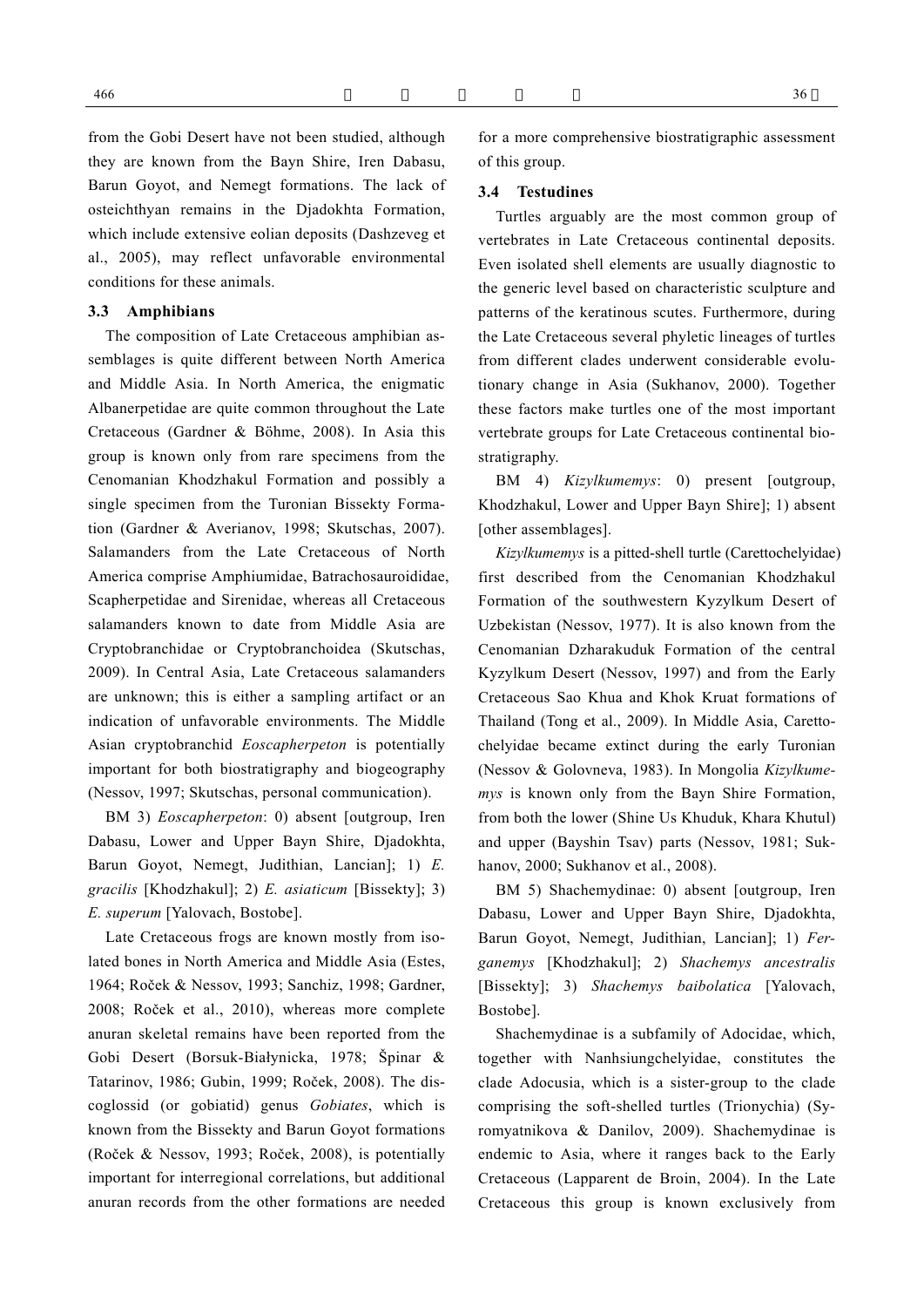from the Gobi Desert have not been studied, although they are known from the Bayn Shire, Iren Dabasu, Barun Goyot, and Nemegt formations. The lack of osteichthyan remains in the Djadokhta Formation, which include extensive eolian deposits (Dashzeveg et al., 2005), may reflect unfavorable environmental conditions for these animals.

### 3.3 Amphibians

The composition of Late Cretaceous amphibian assemblages is quite different between North America and Middle Asia. In North America, the enigmatic Albanerpetidae are quite common throughout the Late Cretaceous (Gardner & Böhme, 2008). In Asia this group is known only from rare specimens from the Cenomanian Khodzhakul Formation and possibly a single specimen from the Turonian Bissekty Formation (Gardner & Averianov, 1998; Skutschas, 2007). Salamanders from the Late Cretaceous of North America comprise Amphiumidae, Batrachosauroididae, Scapherpetidae and Sirenidae, whereas all Cretaceous salamanders known to date from Middle Asia are Cryptobranchidae or Cryptobranchoidea (Skutschas, 2009). In Central Asia, Late Cretaceous salamanders are unknown; this is either a sampling artifact or an indication of unfavorable environments. The Middle Asian cryptobranchid *Eoscapherpeton* is potentially important for both biostratigraphy and biogeography (Nessov, 1997; Skutschas, personal communication).

BM 3) *Eoscapherpeton*: 0) absent [outgroup, Iren Dabasu, Lower and Upper Bayn Shire, Djadokhta, Barun Goyot, Nemegt, Judithian, Lancian]; 1) *E. gracilis* [Khodzhakul]; 2) *E. asiaticum* [Bissekty]; 3) *E. superum* [Yalovach, Bostobe].

Late Cretaceous frogs are known mostly from isolated bones in North America and Middle Asia (Estes, 1964; Roček & Nessov, 1993; Sanchiz, 1998; Gardner, 2008; Roček et al., 2010), whereas more complete anuran skeletal remains have been reported from the Gobi Desert (Borsuk-Białynicka, 1978; Špinar & Tatarinov, 1986; Gubin, 1999; Roček, 2008). The discoglossid (or gobiatid) genus *Gobiates*, which is known from the Bissekty and Barun Goyot formations (Roček & Nessov, 1993; Roček, 2008), is potentially important for interregional correlations, but additional anuran records from the other formations are needed for a more comprehensive biostratigraphic assessment of this group.

### 3.4 Testudines

Turtles arguably are the most common group of vertebrates in Late Cretaceous continental deposits. Even isolated shell elements are usually diagnostic to the generic level based on characteristic sculpture and patterns of the keratinous scutes. Furthermore, during the Late Cretaceous several phyletic lineages of turtles from different clades underwent considerable evolutionary change in Asia (Sukhanov, 2000). Together these factors make turtles one of the most important vertebrate groups for Late Cretaceous continental biostratigraphy.

BM 4) *Kizylkumemys*: 0) present [outgroup, Khodzhakul, Lower and Upper Bayn Shire]; 1) absent [other assemblages].

*Kizylkumemys* is a pitted-shell turtle (Carettochelyidae) first described from the Cenomanian Khodzhakul Formation of the southwestern Kyzylkum Desert of Uzbekistan (Nessov, 1977). It is also known from the Cenomanian Dzharakuduk Formation of the central Kyzylkum Desert (Nessov, 1997) and from the Early Cretaceous Sao Khua and Khok Kruat formations of Thailand (Tong et al., 2009). In Middle Asia, Carettochelyidae became extinct during the early Turonian (Nessov & Golovneva, 1983). In Mongolia *Kizylkumemys* is known only from the Bayn Shire Formation, from both the lower (Shine Us Khuduk, Khara Khutul) and upper (Bayshin Tsav) parts (Nessov, 1981; Sukhanov, 2000; Sukhanov et al., 2008).

BM 5) Shachemydinae: 0) absent [outgroup, Iren Dabasu, Lower and Upper Bayn Shire, Djadokhta, Barun Goyot, Nemegt, Judithian, Lancian]; 1) *Ferganemys* [Khodzhakul]; 2) *Shachemys ancestralis* [Bissekty]; 3) *Shachemys baibolatica* [Yalovach, Bostobe].

Shachemydinae is a subfamily of Adocidae, which, together with Nanhsiungchelyidae, constitutes the clade Adocusia, which is a sister-group to the clade comprising the soft-shelled turtles (Trionychia) (Syromyatnikova & Danilov, 2009). Shachemydinae is endemic to Asia, where it ranges back to the Early Cretaceous (Lapparent de Broin, 2004). In the Late Cretaceous this group is known exclusively from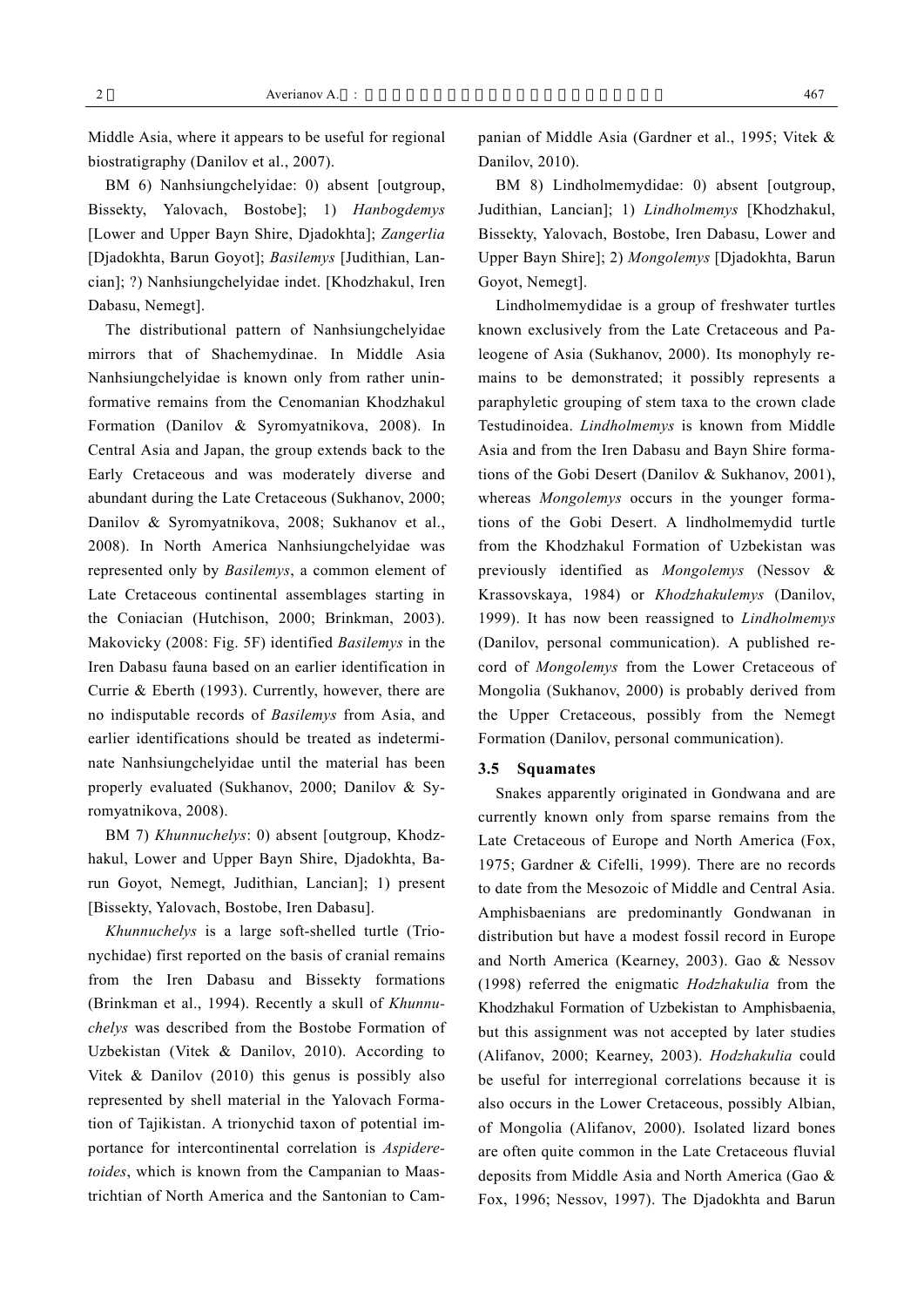Middle Asia, where it appears to be useful for regional biostratigraphy (Danilov et al., 2007).

BM 6) Nanhsiungchelyidae: 0) absent [outgroup, Bissekty, Yalovach, Bostobe]; 1) *Hanbogdemys* [Lower and Upper Bayn Shire, Djadokhta]; *Zangerlia* [Djadokhta, Barun Goyot]; *Basilemys* [Judithian, Lancian]; ?) Nanhsiungchelyidae indet. [Khodzhakul, Iren Dabasu, Nemegt].

The distributional pattern of Nanhsiungchelyidae mirrors that of Shachemydinae. In Middle Asia Nanhsiungchelyidae is known only from rather uninformative remains from the Cenomanian Khodzhakul Formation (Danilov & Syromyatnikova, 2008). In Central Asia and Japan, the group extends back to the Early Cretaceous and was moderately diverse and abundant during the Late Cretaceous (Sukhanov, 2000; Danilov & Syromyatnikova, 2008; Sukhanov et al., 2008). In North America Nanhsiungchelyidae was represented only by *Basilemys*, a common element of Late Cretaceous continental assemblages starting in the Coniacian (Hutchison, 2000; Brinkman, 2003). Makovicky (2008: Fig. 5F) identified *Basilemys* in the Iren Dabasu fauna based on an earlier identification in Currie & Eberth (1993). Currently, however, there are no indisputable records of *Basilemys* from Asia, and earlier identifications should be treated as indeterminate Nanhsiungchelyidae until the material has been properly evaluated (Sukhanov, 2000; Danilov & Syromyatnikova, 2008).

BM 7) *Khunnuchelys*: 0) absent [outgroup, Khodzhakul, Lower and Upper Bayn Shire, Djadokhta, Barun Goyot, Nemegt, Judithian, Lancian]; 1) present [Bissekty, Yalovach, Bostobe, Iren Dabasu].

*Khunnuchelys* is a large soft-shelled turtle (Trionychidae) first reported on the basis of cranial remains from the Iren Dabasu and Bissekty formations (Brinkman et al., 1994). Recently a skull of *Khunnuchelys* was described from the Bostobe Formation of Uzbekistan (Vitek & Danilov, 2010). According to Vitek & Danilov (2010) this genus is possibly also represented by shell material in the Yalovach Formation of Tajikistan. A trionychid taxon of potential importance for intercontinental correlation is *Aspideretoides*, which is known from the Campanian to Maastrichtian of North America and the Santonian to Campanian of Middle Asia (Gardner et al., 1995; Vitek & Danilov, 2010).

BM 8) Lindholmemydidae: 0) absent [outgroup, Judithian, Lancian]; 1) *Lindholmemys* [Khodzhakul, Bissekty, Yalovach, Bostobe, Iren Dabasu, Lower and Upper Bayn Shire]; 2) *Mongolemys* [Djadokhta, Barun Goyot, Nemegt].

Lindholmemydidae is a group of freshwater turtles known exclusively from the Late Cretaceous and Paleogene of Asia (Sukhanov, 2000). Its monophyly remains to be demonstrated; it possibly represents a paraphyletic grouping of stem taxa to the crown clade Testudinoidea. *Lindholmemys* is known from Middle Asia and from the Iren Dabasu and Bayn Shire formations of the Gobi Desert (Danilov & Sukhanov, 2001), whereas *Mongolemys* occurs in the younger formations of the Gobi Desert. A lindholmemydid turtle from the Khodzhakul Formation of Uzbekistan was previously identified as *Mongolemys* (Nessov & Krassovskaya, 1984) or *Khodzhakulemys* (Danilov, 1999). It has now been reassigned to *Lindholmemys* (Danilov, personal communication). A published record of *Mongolemys* from the Lower Cretaceous of Mongolia (Sukhanov, 2000) is probably derived from the Upper Cretaceous, possibly from the Nemegt Formation (Danilov, personal communication).

### 3.5 Squamates

Snakes apparently originated in Gondwana and are currently known only from sparse remains from the Late Cretaceous of Europe and North America (Fox, 1975; Gardner & Cifelli, 1999). There are no records to date from the Mesozoic of Middle and Central Asia. Amphisbaenians are predominantly Gondwanan in distribution but have a modest fossil record in Europe and North America (Kearney, 2003). Gao & Nessov (1998) referred the enigmatic *Hodzhakulia* from the Khodzhakul Formation of Uzbekistan to Amphisbaenia, but this assignment was not accepted by later studies (Alifanov, 2000; Kearney, 2003). *Hodzhakulia* could be useful for interregional correlations because it is also occurs in the Lower Cretaceous, possibly Albian, of Mongolia (Alifanov, 2000). Isolated lizard bones are often quite common in the Late Cretaceous fluvial deposits from Middle Asia and North America (Gao & Fox, 1996; Nessov, 1997). The Djadokhta and Barun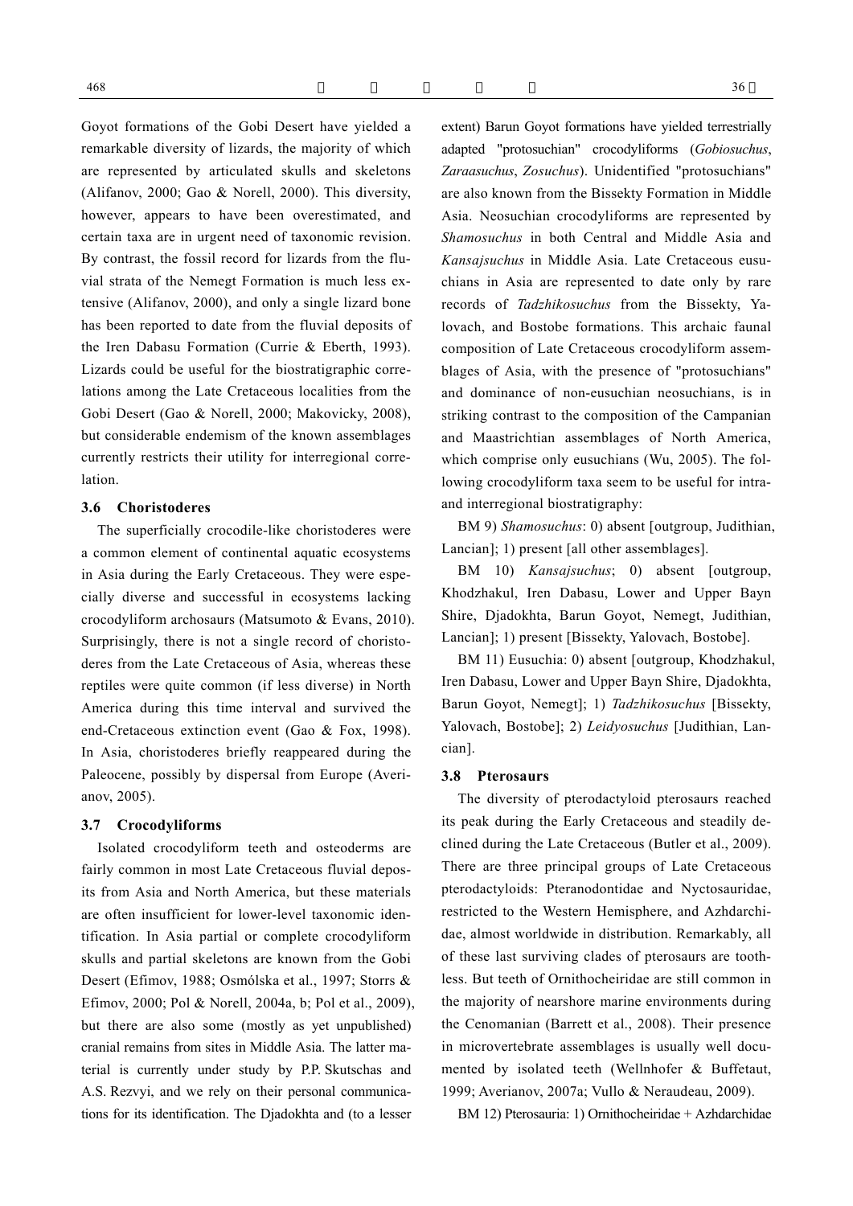Goyot formations of the Gobi Desert have yielded a remarkable diversity of lizards, the majority of which are represented by articulated skulls and skeletons (Alifanov, 2000; Gao & Norell, 2000). This diversity, however, appears to have been overestimated, and certain taxa are in urgent need of taxonomic revision. By contrast, the fossil record for lizards from the fluvial strata of the Nemegt Formation is much less extensive (Alifanov, 2000), and only a single lizard bone has been reported to date from the fluvial deposits of the Iren Dabasu Formation (Currie & Eberth, 1993). Lizards could be useful for the biostratigraphic correlations among the Late Cretaceous localities from the Gobi Desert (Gao & Norell, 2000; Makovicky, 2008), but considerable endemism of the known assemblages currently restricts their utility for interregional correlation.

### 3.6 Choristoderes

The superficially crocodile-like choristoderes were a common element of continental aquatic ecosystems in Asia during the Early Cretaceous. They were especially diverse and successful in ecosystems lacking crocodyliform archosaurs (Matsumoto & Evans, 2010). Surprisingly, there is not a single record of choristoderes from the Late Cretaceous of Asia, whereas these reptiles were quite common (if less diverse) in North America during this time interval and survived the end-Cretaceous extinction event (Gao & Fox, 1998). In Asia, choristoderes briefly reappeared during the Paleocene, possibly by dispersal from Europe (Averianov, 2005).

### 3.7 Crocodyliforms

Isolated crocodyliform teeth and osteoderms are fairly common in most Late Cretaceous fluvial deposits from Asia and North America, but these materials are often insufficient for lower-level taxonomic identification. In Asia partial or complete crocodyliform skulls and partial skeletons are known from the Gobi Desert (Efimov, 1988; Osmólska et al., 1997; Storrs & Efimov, 2000; Pol & Norell, 2004a, b; Pol et al., 2009), but there are also some (mostly as yet unpublished) cranial remains from sites in Middle Asia. The latter material is currently under study by P.P. Skutschas and A.S. Rezvyi, and we rely on their personal communications for its identification. The Djadokhta and (to a lesser extent) Barun Goyot formations have yielded terrestrially adapted "protosuchian" crocodyliforms (*Gobiosuchus*, *Zaraasuchus*, *Zosuchus*). Unidentified "protosuchians" are also known from the Bissekty Formation in Middle Asia. Neosuchian crocodyliforms are represented by *Shamosuchus* in both Central and Middle Asia and *Kansajsuchus* in Middle Asia. Late Cretaceous eusuchians in Asia are represented to date only by rare records of *Tadzhikosuchus* from the Bissekty, Yalovach, and Bostobe formations. This archaic faunal composition of Late Cretaceous crocodyliform assemblages of Asia, with the presence of "protosuchians" and dominance of non-eusuchian neosuchians, is in striking contrast to the composition of the Campanian and Maastrichtian assemblages of North America, which comprise only eusuchians (Wu, 2005). The following crocodyliform taxa seem to be useful for intra- and interregional biostratigraphy:

BM 9) *Shamosuchus*: 0) absent [outgroup, Judithian, Lancian]; 1) present [all other assemblages].

BM 10) *Kansajsuchus*; 0) absent [outgroup, Khodzhakul, Iren Dabasu, Lower and Upper Bayn Shire, Djadokhta, Barun Goyot, Nemegt, Judithian, Lancian]; 1) present [Bissekty, Yalovach, Bostobe].

BM 11) Eusuchia: 0) absent [outgroup, Khodzhakul, Iren Dabasu, Lower and Upper Bayn Shire, Djadokhta, Barun Goyot, Nemegt]; 1) *Tadzhikosuchus* [Bissekty, Yalovach, Bostobe]; 2) *Leidyosuchus* [Judithian, Lancian].

### 3.8 Pterosaurs

The diversity of pterodactyloid pterosaurs reached its peak during the Early Cretaceous and steadily declined during the Late Cretaceous (Butler et al., 2009). There are three principal groups of Late Cretaceous pterodactyloids: Pteranodontidae and Nyctosauridae, restricted to the Western Hemisphere, and Azhdarchidae, almost worldwide in distribution. Remarkably, all of these last surviving clades of pterosaurs are toothless. But teeth of Ornithocheiridae are still common in the majority of nearshore marine environments during the Cenomanian (Barrett et al., 2008). Their presence in microvertebrate assemblages is usually well documented by isolated teeth (Wellnhofer & Buffetaut, 1999; Averianov, 2007a; Vullo & Neraudeau, 2009).

BM 12) Pterosauria: 1) Ornithocheiridae + Azhdarchidae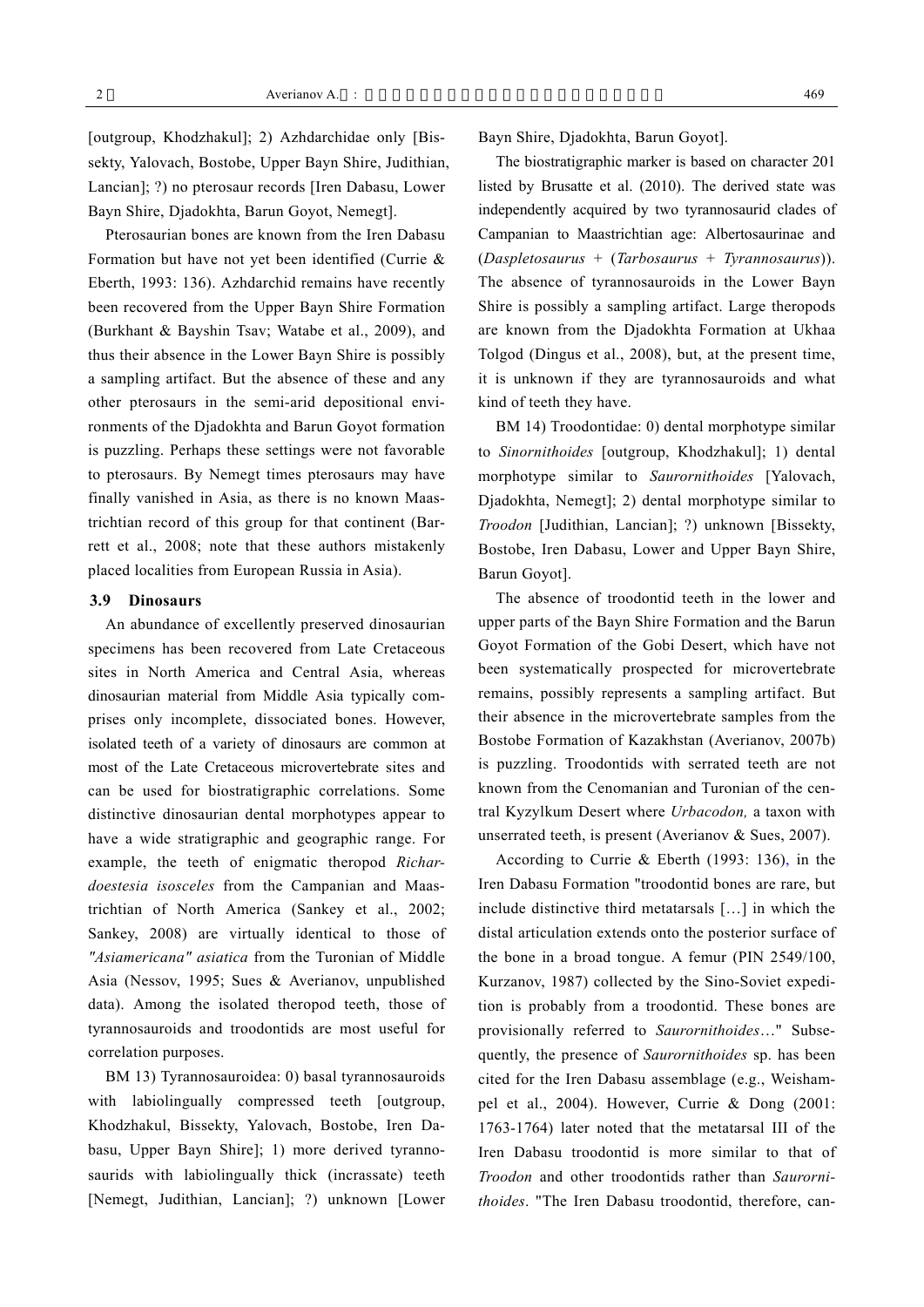[outgroup, Khodzhakul]; 2) Azhdarchidae only [Bissekty, Yalovach, Bostobe, Upper Bayn Shire, Judithian, Lancian]; ?) no pterosaur records [Iren Dabasu, Lower Bayn Shire, Djadokhta, Barun Goyot, Nemegt].

Pterosaurian bones are known from the Iren Dabasu Formation but have not yet been identified (Currie & Eberth, 1993: 136). Azhdarchid remains have recently been recovered from the Upper Bayn Shire Formation (Burkhant & Bayshin Tsav; Watabe et al., 2009), and thus their absence in the Lower Bayn Shire is possibly a sampling artifact. But the absence of these and any other pterosaurs in the semi-arid depositional environments of the Djadokhta and Barun Goyot formation is puzzling. Perhaps these settings were not favorable to pterosaurs. By Nemegt times pterosaurs may have finally vanished in Asia, as there is no known Maastrichtian record of this group for that continent (Barrett et al., 2008; note that these authors mistakenly placed localities from European Russia in Asia).

### 3.9 Dinosaurs

An abundance of excellently preserved dinosaurian specimens has been recovered from Late Cretaceous sites in North America and Central Asia, whereas dinosaurian material from Middle Asia typically comprises only incomplete, dissociated bones. However, isolated teeth of a variety of dinosaurs are common at most of the Late Cretaceous microvertebrate sites and can be used for biostratigraphic correlations. Some distinctive dinosaurian dental morphotypes appear to have a wide stratigraphic and geographic range. For example, the teeth of enigmatic theropod *Richardoestesia isosceles* from the Campanian and Maastrichtian of North America (Sankey et al., 2002; Sankey, 2008) are virtually identical to those of *"Asiamericana" asiatica* from the Turonian of Middle Asia (Nessov, 1995; Sues & Averianov, unpublished data). Among the isolated theropod teeth, those of tyrannosauroids and troodontids are most useful for correlation purposes.

BM 13) Tyrannosauroidea: 0) basal tyrannosauroids with labiolingually compressed teeth [outgroup, Khodzhakul, Bissekty, Yalovach, Bostobe, Iren Dabasu, Upper Bayn Shire]; 1) more derived tyrannosaurids with labiolingually thick (incrassate) teeth [Nemegt, Judithian, Lancian]; ?) unknown [Lower Bayn Shire, Djadokhta, Barun Goyot].

The biostratigraphic marker is based on character 201 listed by Brusatte et al. (2010). The derived state was independently acquired by two tyrannosaurid clades of Campanian to Maastrichtian age: Albertosaurinae and (*Daspletosaurus* + (*Tarbosaurus* + *Tyrannosaurus*)). The absence of tyrannosauroids in the Lower Bayn Shire is possibly a sampling artifact. Large theropods are known from the Djadokhta Formation at Ukhaa Tolgod (Dingus et al., 2008), but, at the present time, it is unknown if they are tyrannosauroids and what kind of teeth they have.

BM 14) Troodontidae: 0) dental morphotype similar to *Sinornithoides* [outgroup, Khodzhakul]; 1) dental morphotype similar to *Saurornithoides* [Yalovach, Djadokhta, Nemegt]; 2) dental morphotype similar to *Troodon* [Judithian, Lancian]; ?) unknown [Bissekty, Bostobe, Iren Dabasu, Lower and Upper Bayn Shire, Barun Goyot].

The absence of troodontid teeth in the lower and upper parts of the Bayn Shire Formation and the Barun Goyot Formation of the Gobi Desert, which have not been systematically prospected for microvertebrate remains, possibly represents a sampling artifact. But their absence in the microvertebrate samples from the Bostobe Formation of Kazakhstan (Averianov, 2007b) is puzzling. Troodontids with serrated teeth are not known from the Cenomanian and Turonian of the central Kyzylkum Desert where *Urbacodon,* a taxon with unserrated teeth, is present (Averianov & Sues, 2007).

According to Currie & Eberth (1993: 136), in the Iren Dabasu Formation "troodontid bones are rare, but include distinctive third metatarsals […] in which the distal articulation extends onto the posterior surface of the bone in a broad tongue. A femur (PIN 2549/100, Kurzanov, 1987) collected by the Sino-Soviet expedition is probably from a troodontid. These bones are provisionally referred to *Saurornithoides*…" Subsequently, the presence of *Saurornithoides* sp. has been cited for the Iren Dabasu assemblage (e.g., Weishampel et al., 2004). However, Currie & Dong (2001: 1763-1764) later noted that the metatarsal III of the Iren Dabasu troodontid is more similar to that of *Troodon* and other troodontids rather than *Saurornithoides*. "The Iren Dabasu troodontid, therefore, can-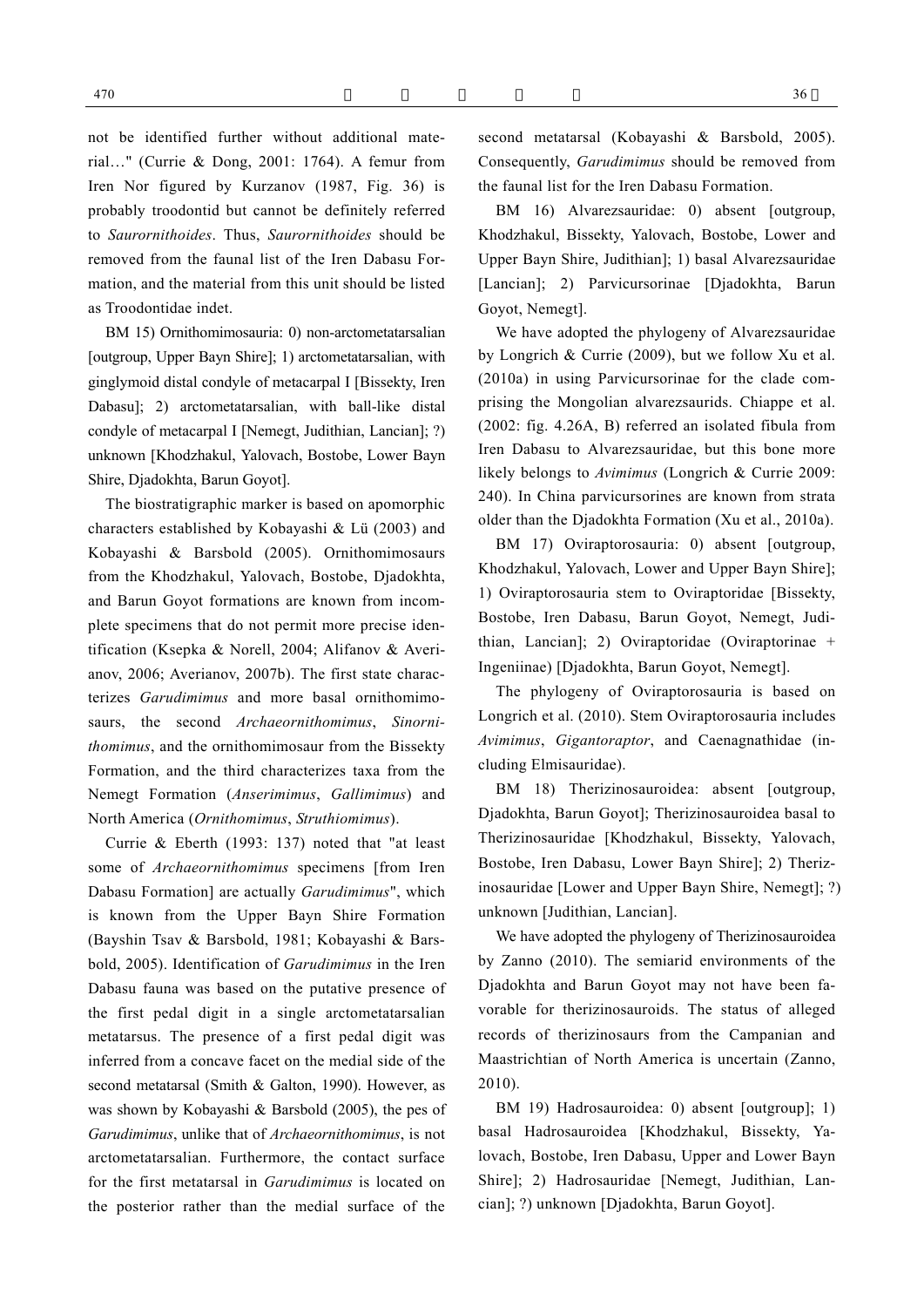not be identified further without additional material…" (Currie & Dong, 2001: 1764). A femur from Iren Nor figured by Kurzanov (1987, Fig. 36) is probably troodontid but cannot be definitely referred to *Saurornithoides*. Thus, *Saurornithoides* should be removed from the faunal list of the Iren Dabasu Formation, and the material from this unit should be listed as Troodontidae indet.

BM 15) Ornithomimosauria: 0) non-arctometatarsalian [outgroup, Upper Bayn Shire]; 1) arctometatarsalian, with ginglymoid distal condyle of metacarpal I [Bissekty, Iren Dabasu]; 2) arctometatarsalian, with ball-like distal condyle of metacarpal I [Nemegt, Judithian, Lancian]; ?) unknown [Khodzhakul, Yalovach, Bostobe, Lower Bayn Shire, Djadokhta, Barun Goyot].

The biostratigraphic marker is based on apomorphic characters established by Kobayashi & Lü (2003) and Kobayashi & Barsbold (2005). Ornithomimosaurs from the Khodzhakul, Yalovach, Bostobe, Djadokhta, and Barun Goyot formations are known from incomplete specimens that do not permit more precise identification (Ksepka & Norell, 2004; Alifanov & Averianov, 2006; Averianov, 2007b). The first state characterizes *Garudimimus* and more basal ornithomimosaurs, the second *Archaeornithomimus*, *Sinornithomimus*, and the ornithomimosaur from the Bissekty Formation, and the third characterizes taxa from the Nemegt Formation (*Anserimimus*, *Gallimimus*) and North America (*Ornithomimus*, *Struthiomimus*).

Currie & Eberth (1993: 137) noted that "at least some of *Archaeornithomimus* specimens [from Iren Dabasu Formation] are actually *Garudimimus*", which is known from the Upper Bayn Shire Formation (Bayshin Tsav & Barsbold, 1981; Kobayashi & Barsbold, 2005). Identification of *Garudimimus* in the Iren Dabasu fauna was based on the putative presence of the first pedal digit in a single arctometatarsalian metatarsus. The presence of a first pedal digit was inferred from a concave facet on the medial side of the second metatarsal (Smith & Galton, 1990). However, as was shown by Kobayashi & Barsbold (2005), the pes of *Garudimimus*, unlike that of *Archaeornithomimus*, is not arctometatarsalian. Furthermore, the contact surface for the first metatarsal in *Garudimimus* is located on the posterior rather than the medial surface of the second metatarsal (Kobayashi & Barsbold, 2005). Consequently, *Garudimimus* should be removed from the faunal list for the Iren Dabasu Formation.

BM 16) Alvarezsauridae: 0) absent [outgroup, Khodzhakul, Bissekty, Yalovach, Bostobe, Lower and Upper Bayn Shire, Judithian]; 1) basal Alvarezsauridae [Lancian]; 2) Parvicursorinae [Djadokhta, Barun Goyot, Nemegt].

We have adopted the phylogeny of Alvarezsauridae by Longrich & Currie (2009), but we follow Xu et al. (2010a) in using Parvicursorinae for the clade comprising the Mongolian alvarezsaurids. Chiappe et al. (2002: fig. 4.26A, B) referred an isolated fibula from Iren Dabasu to Alvarezsauridae, but this bone more likely belongs to *Avimimus* (Longrich & Currie 2009: 240). In China parvicursorines are known from strata older than the Djadokhta Formation (Xu et al., 2010a).

BM 17) Oviraptorosauria: 0) absent [outgroup, Khodzhakul, Yalovach, Lower and Upper Bayn Shire]; 1) Oviraptorosauria stem to Oviraptoridae [Bissekty, Bostobe, Iren Dabasu, Barun Goyot, Nemegt, Judithian, Lancian]; 2) Oviraptoridae (Oviraptorinae + Ingeniinae) [Djadokhta, Barun Goyot, Nemegt].

The phylogeny of Oviraptorosauria is based on Longrich et al. (2010). Stem Oviraptorosauria includes *Avimimus*, *Gigantoraptor*, and Caenagnathidae (including Elmisauridae).

BM 18) Therizinosauroidea: absent [outgroup, Djadokhta, Barun Goyot]; Therizinosauroidea basal to Therizinosauridae [Khodzhakul, Bissekty, Yalovach, Bostobe, Iren Dabasu, Lower Bayn Shire]; 2) Therizinosauridae [Lower and Upper Bayn Shire, Nemegt]; ?) unknown [Judithian, Lancian].

We have adopted the phylogeny of Therizinosauroidea by Zanno (2010). The semiarid environments of the Djadokhta and Barun Goyot may not have been favorable for therizinosauroids. The status of alleged records of therizinosaurs from the Campanian and Maastrichtian of North America is uncertain (Zanno, 2010).

BM 19) Hadrosauroidea: 0) absent [outgroup]; 1) basal Hadrosauroidea [Khodzhakul, Bissekty, Yalovach, Bostobe, Iren Dabasu, Upper and Lower Bayn Shire]; 2) Hadrosauridae [Nemegt, Judithian, Lancian]; ?) unknown [Djadokhta, Barun Goyot].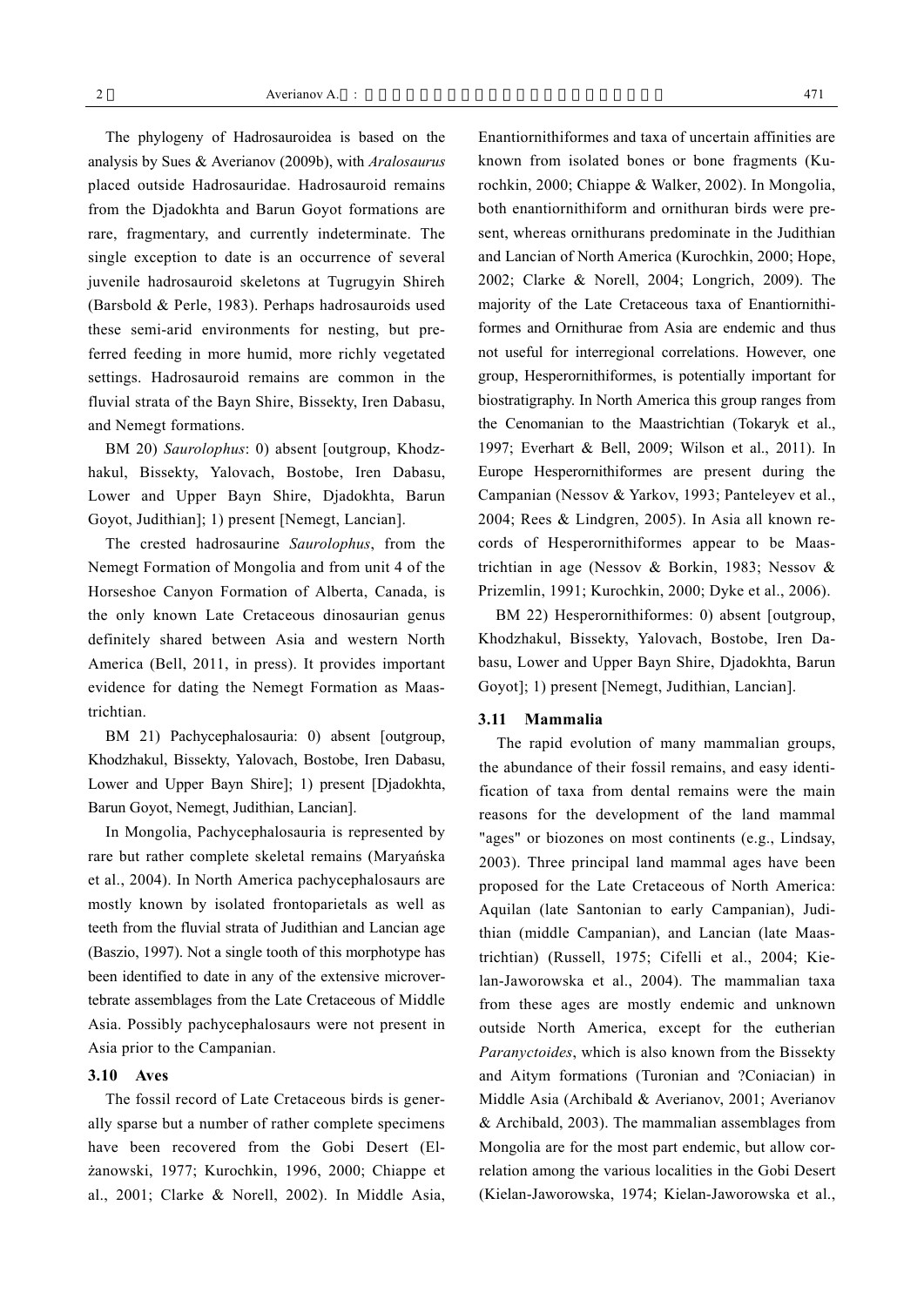The phylogeny of Hadrosauroidea is based on the analysis by Sues & Averianov (2009b), with *Aralosaurus* placed outside Hadrosauridae. Hadrosauroid remains from the Djadokhta and Barun Goyot formations are rare, fragmentary, and currently indeterminate. The single exception to date is an occurrence of several juvenile hadrosauroid skeletons at Tugrugyin Shireh (Barsbold & Perle, 1983). Perhaps hadrosauroids used these semi-arid environments for nesting, but preferred feeding in more humid, more richly vegetated settings. Hadrosauroid remains are common in the fluvial strata of the Bayn Shire, Bissekty, Iren Dabasu, and Nemegt formations.

BM 20) *Saurolophus*: 0) absent [outgroup, Khodzhakul, Bissekty, Yalovach, Bostobe, Iren Dabasu, Lower and Upper Bayn Shire, Djadokhta, Barun Goyot, Judithian]; 1) present [Nemegt, Lancian].

The crested hadrosaurine *Saurolophus*, from the Nemegt Formation of Mongolia and from unit 4 of the Horseshoe Canyon Formation of Alberta, Canada, is the only known Late Cretaceous dinosaurian genus definitely shared between Asia and western North America (Bell, 2011, in press). It provides important evidence for dating the Nemegt Formation as Maastrichtian.

BM 21) Pachycephalosauria: 0) absent [outgroup, Khodzhakul, Bissekty, Yalovach, Bostobe, Iren Dabasu, Lower and Upper Bayn Shire]; 1) present [Djadokhta, Barun Goyot, Nemegt, Judithian, Lancian].

In Mongolia, Pachycephalosauria is represented by rare but rather complete skeletal remains (Maryańska et al., 2004). In North America pachycephalosaurs are mostly known by isolated frontoparietals as well as teeth from the fluvial strata of Judithian and Lancian age (Baszio, 1997). Not a single tooth of this morphotype has been identified to date in any of the extensive microvertebrate assemblages from the Late Cretaceous of Middle Asia. Possibly pachycephalosaurs were not present in Asia prior to the Campanian.

### 3.10 Aves

The fossil record of Late Cretaceous birds is generally sparse but a number of rather complete specimens have been recovered from the Gobi Desert (Elżanowski, 1977; Kurochkin, 1996, 2000; Chiappe et al., 2001; Clarke & Norell, 2002). In Middle Asia, Enantiornithiformes and taxa of uncertain affinities are known from isolated bones or bone fragments (Kurochkin, 2000; Chiappe & Walker, 2002). In Mongolia, both enantiornithiform and ornithuran birds were present, whereas ornithurans predominate in the Judithian and Lancian of North America (Kurochkin, 2000; Hope, 2002; Clarke & Norell, 2004; Longrich, 2009). The majority of the Late Cretaceous taxa of Enantiornithiformes and Ornithurae from Asia are endemic and thus not useful for interregional correlations. However, one group, Hesperornithiformes, is potentially important for biostratigraphy. In North America this group ranges from the Cenomanian to the Maastrichtian (Tokaryk et al., 1997; Everhart & Bell, 2009; Wilson et al., 2011). In Europe Hesperornithiformes are present during the Campanian (Nessov & Yarkov, 1993; Panteleyev et al., 2004; Rees & Lindgren, 2005). In Asia all known records of Hesperornithiformes appear to be Maastrichtian in age (Nessov & Borkin, 1983; Nessov & Prizemlin, 1991; Kurochkin, 2000; Dyke et al., 2006).

BM 22) Hesperornithiformes: 0) absent [outgroup, Khodzhakul, Bissekty, Yalovach, Bostobe, Iren Dabasu, Lower and Upper Bayn Shire, Djadokhta, Barun Goyot]; 1) present [Nemegt, Judithian, Lancian].

### 3.11 Mammalia

The rapid evolution of many mammalian groups, the abundance of their fossil remains, and easy identification of taxa from dental remains were the main reasons for the development of the land mammal "ages" or biozones on most continents (e.g., Lindsay, 2003). Three principal land mammal ages have been proposed for the Late Cretaceous of North America: Aquilan (late Santonian to early Campanian), Judithian (middle Campanian), and Lancian (late Maastrichtian) (Russell, 1975; Cifelli et al., 2004; Kielan-Jaworowska et al., 2004). The mammalian taxa from these ages are mostly endemic and unknown outside North America, except for the eutherian *Paranyctoides*, which is also known from the Bissekty and Aitym formations (Turonian and ?Coniacian) in Middle Asia (Archibald & Averianov, 2001; Averianov & Archibald, 2003). The mammalian assemblages from Mongolia are for the most part endemic, but allow correlation among the various localities in the Gobi Desert (Kielan-Jaworowska, 1974; Kielan-Jaworowska et al.,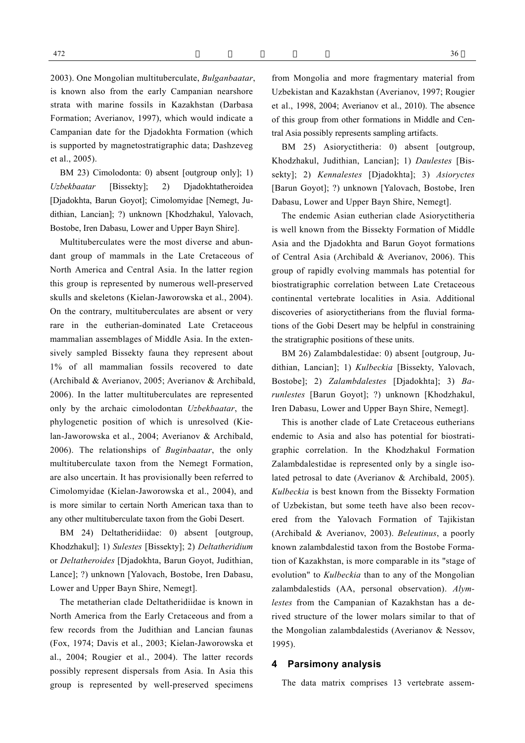2003). One Mongolian multituberculate, *Bulganbaatar*, is known also from the early Campanian nearshore strata with marine fossils in Kazakhstan (Darbasa Formation; Averianov, 1997), which would indicate a Campanian date for the Djadokhta Formation (which is supported by magnetostratigraphic data; Dashzeveg et al., 2005).

BM 23) Cimolodonta: 0) absent [outgroup only]; 1) *Uzbekbaatar* [Bissekty]; 2) Djadokhtatheroidea [Djadokhta, Barun Goyot]; Cimolomyidae [Nemegt, Judithian, Lancian]; ?) unknown [Khodzhakul, Yalovach, Bostobe, Iren Dabasu, Lower and Upper Bayn Shire].

Multituberculates were the most diverse and abundant group of mammals in the Late Cretaceous of North America and Central Asia. In the latter region this group is represented by numerous well-preserved skulls and skeletons (Kielan-Jaworowska et al., 2004). On the contrary, multituberculates are absent or very rare in the eutherian-dominated Late Cretaceous mammalian assemblages of Middle Asia. In the extensively sampled Bissekty fauna they represent about 1% of all mammalian fossils recovered to date (Archibald & Averianov, 2005; Averianov & Archibald, 2006). In the latter multituberculates are represented only by the archaic cimolodontan *Uzbekbaatar*, the phylogenetic position of which is unresolved (Kielan-Jaworowska et al., 2004; Averianov & Archibald, 2006). The relationships of *Buginbaatar*, the only multituberculate taxon from the Nemegt Formation, are also uncertain. It has provisionally been referred to Cimolomyidae (Kielan-Jaworowska et al., 2004), and is more similar to certain North American taxa than to any other multituberculate taxon from the Gobi Desert.

BM 24) Deltatheridiidae: 0) absent [outgroup, Khodzhakul]; 1) *Sulestes* [Bissekty]; 2) *Deltatheridium* or *Deltatheroides* [Djadokhta, Barun Goyot, Judithian, Lance]; ?) unknown [Yalovach, Bostobe, Iren Dabasu, Lower and Upper Bayn Shire, Nemegt].

The metatherian clade Deltatheridiidae is known in North America from the Early Cretaceous and from a few records from the Judithian and Lancian faunas (Fox, 1974; Davis et al., 2003; Kielan-Jaworowska et al., 2004; Rougier et al., 2004). The latter records possibly represent dispersals from Asia. In Asia this group is represented by well-preserved specimens from Mongolia and more fragmentary material from Uzbekistan and Kazakhstan (Averianov, 1997; Rougier et al., 1998, 2004; Averianov et al., 2010). The absence of this group from other formations in Middle and Central Asia possibly represents sampling artifacts.

BM 25) Asioryctitheria: 0) absent [outgroup, Khodzhakul, Judithian, Lancian]; 1) *Daulestes* [Bissekty]; 2) *Kennalestes* [Djadokhta]; 3) *Asioryctes* [Barun Goyot]; ?) unknown [Yalovach, Bostobe, Iren Dabasu, Lower and Upper Bayn Shire, Nemegt].

The endemic Asian eutherian clade Asioryctitheria is well known from the Bissekty Formation of Middle Asia and the Djadokhta and Barun Goyot formations of Central Asia (Archibald & Averianov, 2006). This group of rapidly evolving mammals has potential for biostratigraphic correlation between Late Cretaceous continental vertebrate localities in Asia. Additional discoveries of asioryctitherians from the fluvial formations of the Gobi Desert may be helpful in constraining the stratigraphic positions of these units.

BM 26) Zalambdalestidae: 0) absent [outgroup, Judithian, Lancian]; 1) *Kulbeckia* [Bissekty, Yalovach, Bostobe]; 2) *Zalambdalestes* [Djadokhta]; 3) *Barunlestes* [Barun Goyot]; ?) unknown [Khodzhakul, Iren Dabasu, Lower and Upper Bayn Shire, Nemegt].

This is another clade of Late Cretaceous eutherians endemic to Asia and also has potential for biostratigraphic correlation. In the Khodzhakul Formation Zalambdalestidae is represented only by a single isolated petrosal to date (Averianov & Archibald, 2005). *Kulbeckia* is best known from the Bissekty Formation of Uzbekistan, but some teeth have also been recovered from the Yalovach Formation of Tajikistan (Archibald & Averianov, 2003). *Beleutinus*, a poorly known zalambdalestid taxon from the Bostobe Formation of Kazakhstan, is more comparable in its "stage of evolution" to *Kulbeckia* than to any of the Mongolian zalambdalestids (AA, personal observation). *Alymlestes* from the Campanian of Kazakhstan has a derived structure of the lower molars similar to that of the Mongolian zalambdalestids (Averianov & Nessov, 1995).

## 4 Parsimony analysis

The data matrix comprises 13 vertebrate assem-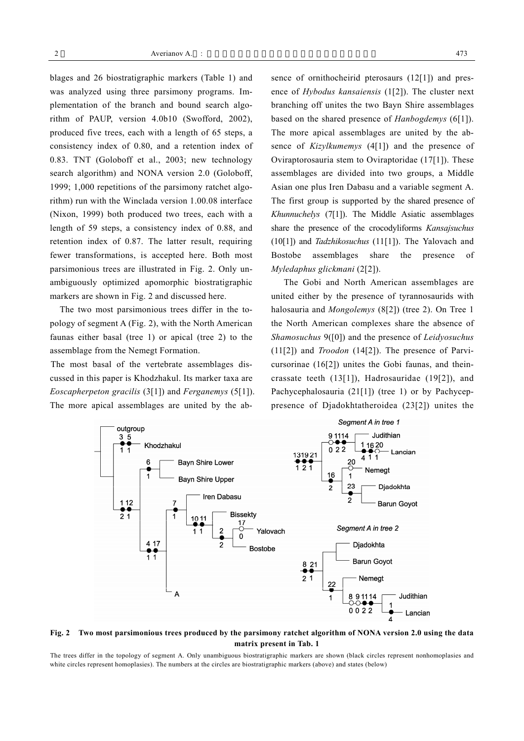blages and 26 biostratigraphic markers (Table 1) and was analyzed using three parsimony programs. Implementation of the branch and bound search algorithm of PAUP, version 4.0b10 (Swofford, 2002), produced five trees, each with a length of 65 steps, a consistency index of 0.80, and a retention index of 0.83. TNT (Goloboff et al., 2003; new technology search algorithm) and NONA version 2.0 (Goloboff, 1999; 1,000 repetitions of the parsimony ratchet algorithm) run with the Winclada version 1.00.08 interface (Nixon, 1999) both produced two trees, each with a length of 59 steps, a consistency index of 0.88, and retention index of 0.87. The latter result, requiring fewer transformations, is accepted here. Both most parsimonious trees are illustrated in Fig. 2. Only unambiguously optimized apomorphic biostratigraphic markers are shown in Fig. 2 and discussed here.

The two most parsimonious trees differ in the topology of segment A (Fig. 2), with the North American faunas either basal (tree 1) or apical (tree 2) to the assemblage from the Nemegt Formation.

The most basal of the vertebrate assemblages discussed in this paper is Khodzhakul. Its marker taxa are *Eoscapherpeton gracilis* (3[1]) and *Ferganemys* (5[1]). The more apical assemblages are united by the absence of ornithocheirid pterosaurs (12[1]) and presence of *Hybodus kansaiensis* (1[2]). The cluster next branching off unites the two Bayn Shire assemblages based on the shared presence of *Hanbogdemys* (6[1]). The more apical assemblages are united by the absence of *Kizylkumemys* (4[1]) and the presence of Oviraptorosauria stem to Oviraptoridae (17[1]). These assemblages are divided into two groups, a Middle Asian one plus Iren Dabasu and a variable segment A. The first group is supported by the shared presence of *Khunnuchelys* (7[1]). The Middle Asiatic assemblages share the presence of the crocodyliforms *Kansajsuchus* (10[1]) and *Tadzhikosuchus* (11[1]). The Yalovach and Bostobe assemblages share the presence of *Myledaphus glickmani* (2[2]).

The Gobi and North American assemblages are united either by the presence of tyrannosaurids with halosauria and *Mongolemys* (8[2]) (tree 2). On Tree 1 the North American complexes share the absence of *Shamosuchus* 9([0]) and the presence of *Leidyosuchus* (11[2]) and *Troodon* (14[2]). The presence of Parvicursorinae (16[2]) unites the Gobi faunas, and theincrassate teeth (13[1]), Hadrosauridae (19[2]), and Pachycephalosauria (21[1]) (tree 1) or by Pachycep-presence of Djadokhtatheroidea (23[2]) unites the

**Fig. 2 Two most parsimonious trees produced by the parsimony ratchet algorithm of NONA version 2.0 using the data matrix present in Tab. 1**

The trees differ in the topology of segment A. Only unambiguous biostratigraphic markers are shown (black circles represent nonhomoplasies and white circles represent homoplasies). The numbers at the circles are biostratigraphic markers (above) and states (below)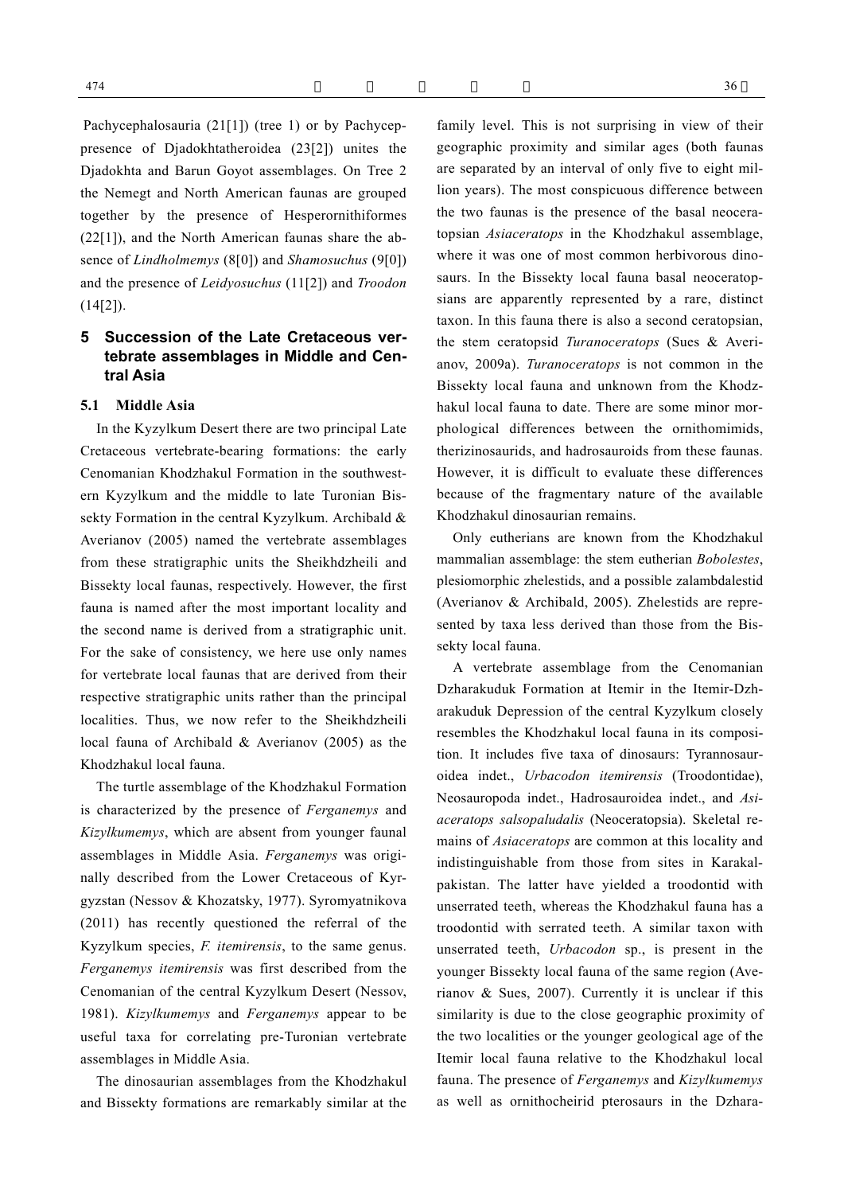Pachycephalosauria (21[1]) (tree 1) or by Pachycephalosauria presence of Djadokhtatheroidea (23[2]) unites the Djadokhta and Barun Goyot assemblages. On Tree 2 the Nemegt and North American faunas are grouped together by the presence of Hesperornithiformes (22[1]), and the North American faunas share the absence of *Lindholmemys* (8[0]) and *Shamosuchus* (9[0]) and the presence of *Leidyosuchus* (11[2]) and *Troodon* (14[2]).

## 5 Succession of the Late Cretaceous vertebrate assemblages in Middle and Central Asia

### 5.1 Middle Asia

In the Kyzylkum Desert there are two principal Late Cretaceous vertebrate-bearing formations: the early Cenomanian Khodzhakul Formation in the southwestern Kyzylkum and the middle to late Turonian Bissekty Formation in the central Kyzylkum. Archibald & Averianov (2005) named the vertebrate assemblages from these stratigraphic units the Sheikhdzheili and Bissekty local faunas, respectively. However, the first fauna is named after the most important locality and the second name is derived from a stratigraphic unit. For the sake of consistency, we here use only names for vertebrate local faunas that are derived from their respective stratigraphic units rather than the principal localities. Thus, we now refer to the Sheikhdzheili local fauna of Archibald & Averianov (2005) as the Khodzhakul local fauna.

The turtle assemblage of the Khodzhakul Formation is characterized by the presence of *Ferganemys* and *Kizylkumemys*, which are absent from younger faunal assemblages in Middle Asia. *Ferganemys* was originally described from the Lower Cretaceous of Kyrgyzstan (Nessov & Khozatsky, 1977). Syromyatnikova (2011) has recently questioned the referral of the Kyzylkum species, *F. itemirensis*, to the same genus. *Ferganemys itemirensis* was first described from the Cenomanian of the central Kyzylkum Desert (Nessov, 1981). *Kizylkumemys* and *Ferganemys* appear to be useful taxa for correlating pre-Turonian vertebrate assemblages in Middle Asia.

The dinosaurian assemblages from the Khodzhakul and Bissekty formations are remarkably similar at the family level. This is not surprising in view of their geographic proximity and similar ages (both faunas are separated by an interval of only five to eight million years). The most conspicuous difference between the two faunas is the presence of the basal neoceratopsian *Asiaceratops* in the Khodzhakul assemblage, where it was one of most common herbivorous dinosaurs. In the Bissekty local fauna basal neoceratopsians are apparently represented by a rare, distinct taxon. In this fauna there is also a second ceratopsian, the stem ceratopsid *Turanoceratops* (Sues & Averianov, 2009a). *Turanoceratops* is not common in the Bissekty local fauna and unknown from the Khodzhakul local fauna to date. There are some minor morphological differences between the ornithomimids, therizinosaurids, and hadrosauroids from these faunas. However, it is difficult to evaluate these differences because of the fragmentary nature of the available Khodzhakul dinosaurian remains.

Only eutherians are known from the Khodzhakul mammalian assemblage: the stem eutherian *Bobolestes*, plesiomorphic zhelestids, and a possible zalambdalestid (Averianov & Archibald, 2005). Zhelestids are represented by taxa less derived than those from the Bissekty local fauna.

A vertebrate assemblage from the Cenomanian Dzharakuduk Formation at Itemir in the Itemir-Dzharakuduk Depression of the central Kyzylkum closely resembles the Khodzhakul local fauna in its composition. It includes five taxa of dinosaurs: Tyrannosauroidea indet., *Urbacodon itemirensis* (Troodontidae), Neosauropoda indet., Hadrosauroidea indet., and *Asiaceratops salsopaludalis* (Neoceratopsia). Skeletal remains of *Asiaceratops* are common at this locality and indistinguishable from those from sites in Karakalpakistan. The latter have yielded a troodontid with unserrated teeth, whereas the Khodzhakul fauna has a troodontid with serrated teeth. A similar taxon with unserrated teeth, *Urbacodon* sp., is present in the younger Bissekty local fauna of the same region (Averianov & Sues, 2007). Currently it is unclear if this similarity is due to the close geographic proximity of the two localities or the younger geological age of the Itemir local fauna relative to the Khodzhakul local fauna. The presence of *Ferganemys* and *Kizylkumemys* as well as ornithocheirid pterosaurs in the Dzhara-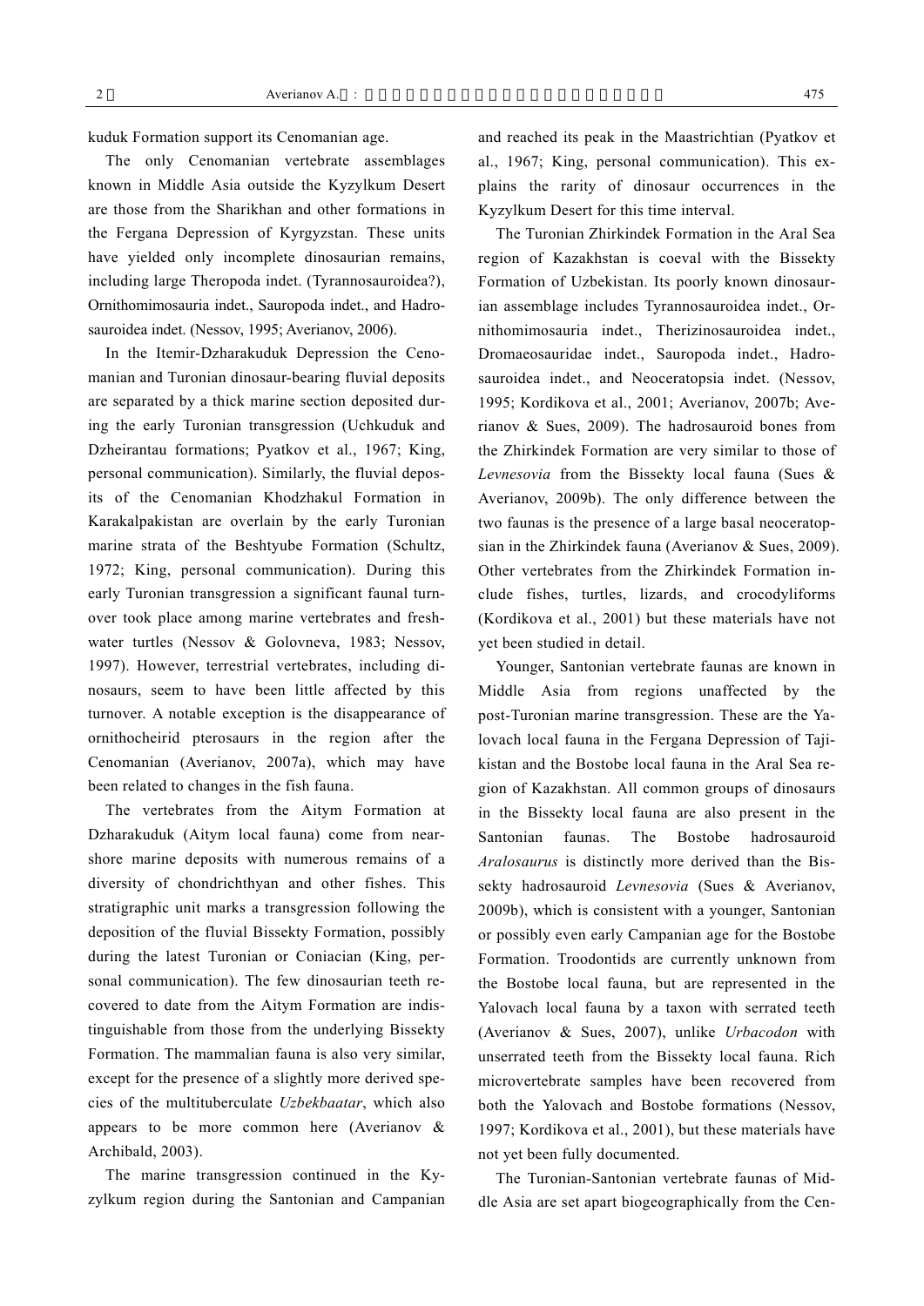kuduk Formation support its Cenomanian age.

The only Cenomanian vertebrate assemblages known in Middle Asia outside the Kyzylkum Desert are those from the Sharikhan and other formations in the Fergana Depression of Kyrgyzstan. These units have yielded only incomplete dinosaurian remains, including large Theropoda indet. (Tyrannosauroidea?), Ornithomimosauria indet., Sauropoda indet., and Hadrosauroidea indet. (Nessov, 1995; Averianov, 2006).

In the Itemir-Dzharakuduk Depression the Cenomanian and Turonian dinosaur-bearing fluvial deposits are separated by a thick marine section deposited during the early Turonian transgression (Uchkuduk and Dzheirantau formations; Pyatkov et al., 1967; King, personal communication). Similarly, the fluvial deposits of the Cenomanian Khodzhakul Formation in Karakalpakistan are overlain by the early Turonian marine strata of the Beshtyube Formation (Schultz, 1972; King, personal communication). During this early Turonian transgression a significant faunal turnover took place among marine vertebrates and freshwater turtles (Nessov & Golovneva, 1983; Nessov, 1997). However, terrestrial vertebrates, including dinosaurs, seem to have been little affected by this turnover. A notable exception is the disappearance of ornithocheirid pterosaurs in the region after the Cenomanian (Averianov, 2007a), which may have been related to changes in the fish fauna.

The vertebrates from the Aitym Formation at Dzharakuduk (Aitym local fauna) come from near-shore marine deposits with numerous remains of a diversity of chondrichthyan and other fishes. This stratigraphic unit marks a transgression following the deposition of the fluvial Bissekty Formation, possibly during the latest Turonian or Coniacian (King, personal communication). The few dinosaurian teeth recovered to date from the Aitym Formation are indistinguishable from those from the underlying Bissekty Formation. The mammalian fauna is also very similar, except for the presence of a slightly more derived species of the multituberculate *Uzbekbaatar*, which also appears to be more common here (Averianov & Archibald, 2003).

The marine transgression continued in the Kyzylkum region during the Santonian and Campanian and reached its peak in the Maastrichtian (Pyatkov et al., 1967; King, personal communication). This explains the rarity of dinosaur occurrences in the Kyzylkum Desert for this time interval.

The Turonian Zhirkindek Formation in the Aral Sea region of Kazakhstan is coeval with the Bissekty Formation of Uzbekistan. Its poorly known dinosaurian assemblage includes Tyrannosauroidea indet., Ornithomimosauria indet., Therizinosauroidea indet., Dromaeosauridae indet., Sauropoda indet., Hadrosauroidea indet., and Neoceratopsia indet. (Nessov, 1995; Kordikova et al., 2001; Averianov, 2007b; Averianov & Sues, 2009). The hadrosauroid bones from the Zhirkindek Formation are very similar to those of *Levnesovia* from the Bissekty local fauna (Sues & Averianov, 2009b). The only difference between the two faunas is the presence of a large basal neoceratopsian in the Zhirkindek fauna (Averianov & Sues, 2009). Other vertebrates from the Zhirkindek Formation include fishes, turtles, lizards, and crocodyliforms (Kordikova et al., 2001) but these materials have not yet been studied in detail.

Younger, Santonian vertebrate faunas are known in Middle Asia from regions unaffected by the post-Turonian marine transgression. These are the Yalovach local fauna in the Fergana Depression of Tajikistan and the Bostobe local fauna in the Aral Sea region of Kazakhstan. All common groups of dinosaurs in the Bissekty local fauna are also present in the Santonian faunas. The Bostobe hadrosauroid *Aralosaurus* is distinctly more derived than the Bissekty hadrosauroid *Levnesovia* (Sues & Averianov, 2009b), which is consistent with a younger, Santonian or possibly even early Campanian age for the Bostobe Formation. Troodontids are currently unknown from the Bostobe local fauna, but are represented in the Yalovach local fauna by a taxon with serrated teeth (Averianov & Sues, 2007), unlike *Urbacodon* with unserrated teeth from the Bissekty local fauna. Rich microvertebrate samples have been recovered from both the Yalovach and Bostobe formations (Nessov, 1997; Kordikova et al., 2001), but these materials have not yet been fully documented.

The Turonian-Santonian vertebrate faunas of Middle Asia are set apart biogeographically from the Cen-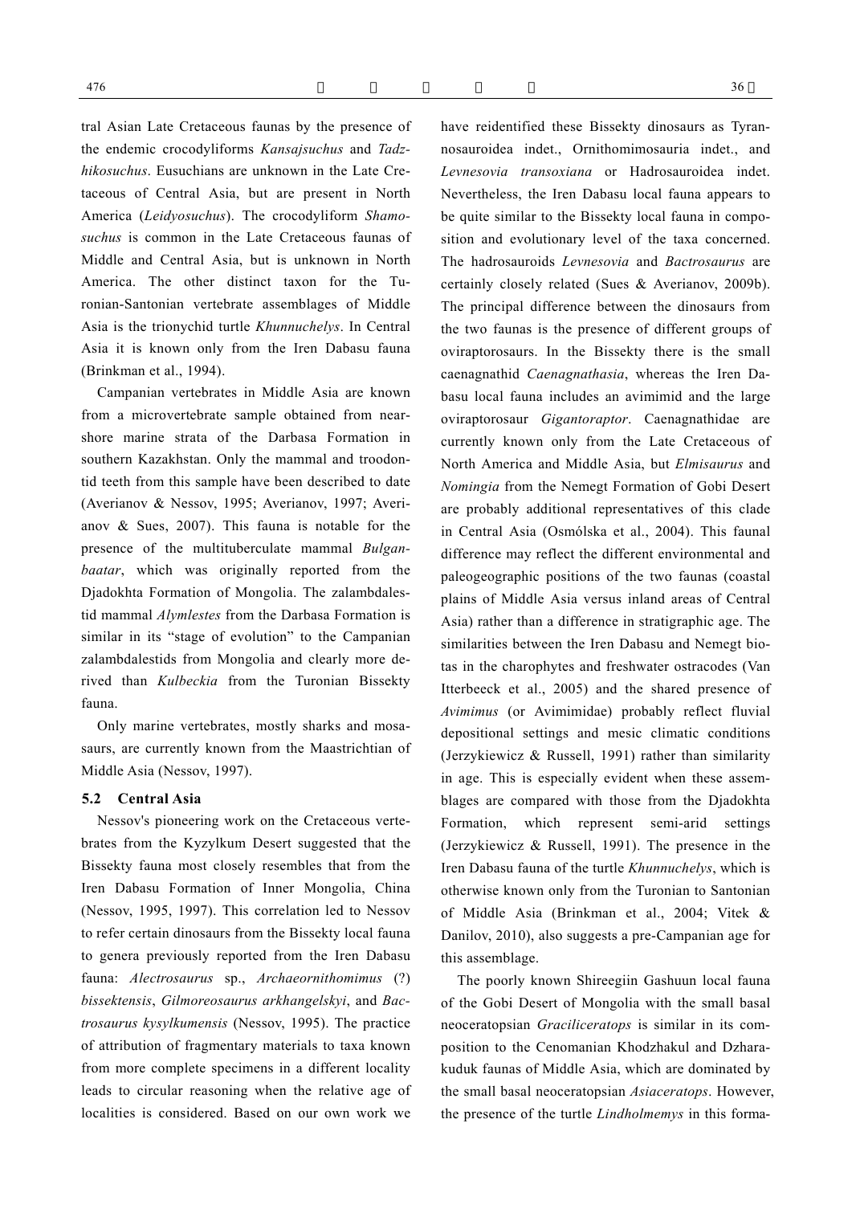tral Asian Late Cretaceous faunas by the presence of the endemic crocodyliforms *Kansajsuchus* and *Tadzhikosuchus*. Eusuchians are unknown in the Late Cretaceous of Central Asia, but are present in North America (*Leidyosuchus*). The crocodyliform *Shamosuchus* is common in the Late Cretaceous faunas of Middle and Central Asia, but is unknown in North America. The other distinct taxon for the Turonian-Santonian vertebrate assemblages of Middle Asia is the trionychid turtle *Khunnuchelys*. In Central Asia it is known only from the Iren Dabasu fauna (Brinkman et al., 1994).

Campanian vertebrates in Middle Asia are known from a microvertebrate sample obtained from nearshore marine strata of the Darbasa Formation in southern Kazakhstan. Only the mammal and troodontid teeth from this sample have been described to date (Averianov & Nessov, 1995; Averianov, 1997; Averianov & Sues, 2007). This fauna is notable for the presence of the multituberculate mammal *Bulganbaatar*, which was originally reported from the Djadokhta Formation of Mongolia. The zalambdalestid mammal *Alymlestes* from the Darbasa Formation is similar in its "stage of evolution" to the Campanian zalambdalestids from Mongolia and clearly more derived than *Kulbeckia* from the Turonian Bissekty fauna.

Only marine vertebrates, mostly sharks and mosasaurs, are currently known from the Maastrichtian of Middle Asia (Nessov, 1997).

### 5.2 Central Asia

Nessov's pioneering work on the Cretaceous vertebrates from the Kyzylkum Desert suggested that the Bissekty fauna most closely resembles that from the Iren Dabasu Formation of Inner Mongolia, China (Nessov, 1995, 1997). This correlation led to Nessov to refer certain dinosaurs from the Bissekty local fauna to genera previously reported from the Iren Dabasu fauna: *Alectrosaurus* sp., *Archaeornithomimus* (?) *bissektensis*, *Gilmoreosaurus arkhangelskyi*, and *Bactrosaurus kysylkumensis* (Nessov, 1995). The practice of attribution of fragmentary materials to taxa known from more complete specimens in a different locality leads to circular reasoning when the relative age of localities is considered. Based on our own work we have reidentified these Bissekty dinosaurs as Tyrannosauroidea indet., Ornithomimosauria indet., and *Levnesovia transoxiana* or Hadrosauroidea indet. Nevertheless, the Iren Dabasu local fauna appears to be quite similar to the Bissekty local fauna in composition and evolutionary level of the taxa concerned. The hadrosauroids *Levnesovia* and *Bactrosaurus* are certainly closely related (Sues & Averianov, 2009b). The principal difference between the dinosaurs from the two faunas is the presence of different groups of oviraptorosaurs. In the Bissekty there is the small caenagnathid *Caenagnathasia*, whereas the Iren Dabasu local fauna includes an avimimid and the large oviraptorosaur *Gigantoraptor*. Caenagnathidae are currently known only from the Late Cretaceous of North America and Middle Asia, but *Elmisaurus* and *Nomingia* from the Nemegt Formation of Gobi Desert are probably additional representatives of this clade in Central Asia (Osmólska et al., 2004). This faunal difference may reflect the different environmental and paleogeographic positions of the two faunas (coastal plains of Middle Asia versus inland areas of Central Asia) rather than a difference in stratigraphic age. The similarities between the Iren Dabasu and Nemegt biotas in the charophytes and freshwater ostracodes (Van Itterbeeck et al., 2005) and the shared presence of *Avimimus* (or Avimimidae) probably reflect fluvial depositional settings and mesic climatic conditions (Jerzykiewicz & Russell, 1991) rather than similarity in age. This is especially evident when these assemblages are compared with those from the Djadokhta Formation, which represent semi-arid settings (Jerzykiewicz & Russell, 1991). The presence in the Iren Dabasu fauna of the turtle *Khunnuchelys*, which is otherwise known only from the Turonian to Santonian of Middle Asia (Brinkman et al., 2004; Vitek & Danilov, 2010), also suggests a pre-Campanian age for this assemblage.

The poorly known Shireegiin Gashuun local fauna of the Gobi Desert of Mongolia with the small basal neoceratopsian *Graciliceratops* is similar in its composition to the Cenomanian Khodzhakul and Dzharakuduk faunas of Middle Asia, which are dominated by the small basal neoceratopsian *Asiaceratops*. However, the presence of the turtle *Lindholmemys* in this forma-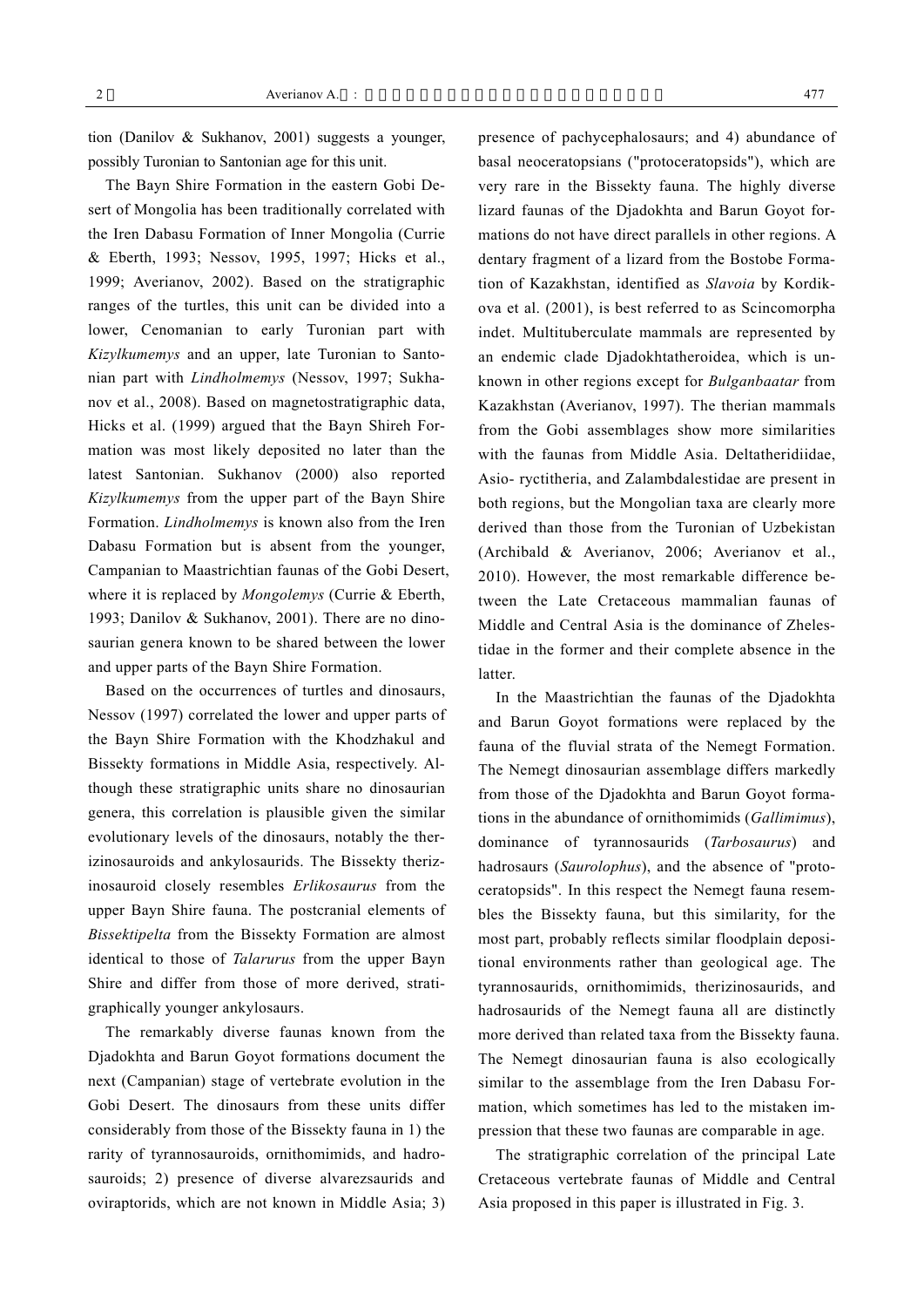tion (Danilov & Sukhanov, 2001) suggests a younger, possibly Turonian to Santonian age for this unit.

The Bayn Shire Formation in the eastern Gobi Desert of Mongolia has been traditionally correlated with the Iren Dabasu Formation of Inner Mongolia (Currie & Eberth, 1993; Nessov, 1995, 1997; Hicks et al., 1999; Averianov, 2002). Based on the stratigraphic ranges of the turtles, this unit can be divided into a lower, Cenomanian to early Turonian part with *Kizylkumemys* and an upper, late Turonian to Santonian part with *Lindholmemys* (Nessov, 1997; Sukhanov et al., 2008). Based on magnetostratigraphic data, Hicks et al. (1999) argued that the Bayn Shireh Formation was most likely deposited no later than the latest Santonian. Sukhanov (2000) also reported *Kizylkumemys* from the upper part of the Bayn Shire Formation. *Lindholmemys* is known also from the Iren Dabasu Formation but is absent from the younger, Campanian to Maastrichtian faunas of the Gobi Desert, where it is replaced by *Mongolemys* (Currie & Eberth, 1993; Danilov & Sukhanov, 2001). There are no dinosaurian genera known to be shared between the lower and upper parts of the Bayn Shire Formation.

Based on the occurrences of turtles and dinosaurs, Nessov (1997) correlated the lower and upper parts of the Bayn Shire Formation with the Khodzhakul and Bissekty formations in Middle Asia, respectively. Although these stratigraphic units share no dinosaurian genera, this correlation is plausible given the similar evolutionary levels of the dinosaurs, notably the therizinosauroids and ankylosaurids. The Bissekty therizinosauroid closely resembles *Erlikosaurus* from the upper Bayn Shire fauna. The postcranial elements of *Bissektipelta* from the Bissekty Formation are almost identical to those of *Talarurus* from the upper Bayn Shire and differ from those of more derived, stratigraphically younger ankylosaurs.

The remarkably diverse faunas known from the Djadokhta and Barun Goyot formations document the next (Campanian) stage of vertebrate evolution in the Gobi Desert. The dinosaurs from these units differ considerably from those of the Bissekty fauna in 1) the rarity of tyrannosauroids, ornithomimids, and hadrosauroids; 2) presence of diverse alvarezsaurids and oviraptorids, which are not known in Middle Asia; 3) presence of pachycephalosaurs; and 4) abundance of basal neoceratopsians ("protoceratopsids"), which are very rare in the Bissekty fauna. The highly diverse lizard faunas of the Djadokhta and Barun Goyot formations do not have direct parallels in other regions. A dentary fragment of a lizard from the Bostobe Formation of Kazakhstan, identified as *Slavoia* by Kordikova et al. (2001), is best referred to as Scincomorpha indet. Multituberculate mammals are represented by an endemic clade Djadokhtatheroidea, which is unknown in other regions except for *Bulganbaatar* from Kazakhstan (Averianov, 1997). The therian mammals from the Gobi assemblages show more similarities with the faunas from Middle Asia. Deltatheridiidae, Asio- ryctitheria, and Zalambdalestidae are present in both regions, but the Mongolian taxa are clearly more derived than those from the Turonian of Uzbekistan (Archibald & Averianov, 2006; Averianov et al., 2010). However, the most remarkable difference between the Late Cretaceous mammalian faunas of Middle and Central Asia is the dominance of Zhelestidae in the former and their complete absence in the latter.

In the Maastrichtian the faunas of the Djadokhta and Barun Goyot formations were replaced by the fauna of the fluvial strata of the Nemegt Formation. The Nemegt dinosaurian assemblage differs markedly from those of the Djadokhta and Barun Goyot formations in the abundance of ornithomimids (*Gallimimus*), dominance of tyrannosaurids (*Tarbosaurus*) and hadrosaurs (*Saurolophus*), and the absence of "protoceratopsids". In this respect the Nemegt fauna resembles the Bissekty fauna, but this similarity, for the most part, probably reflects similar floodplain depositional environments rather than geological age. The tyrannosaurids, ornithomimids, therizinosaurids, and hadrosaurids of the Nemegt fauna all are distinctly more derived than related taxa from the Bissekty fauna. The Nemegt dinosaurian fauna is also ecologically similar to the assemblage from the Iren Dabasu Formation, which sometimes has led to the mistaken impression that these two faunas are comparable in age.

The stratigraphic correlation of the principal Late Cretaceous vertebrate faunas of Middle and Central Asia proposed in this paper is illustrated in Fig. 3.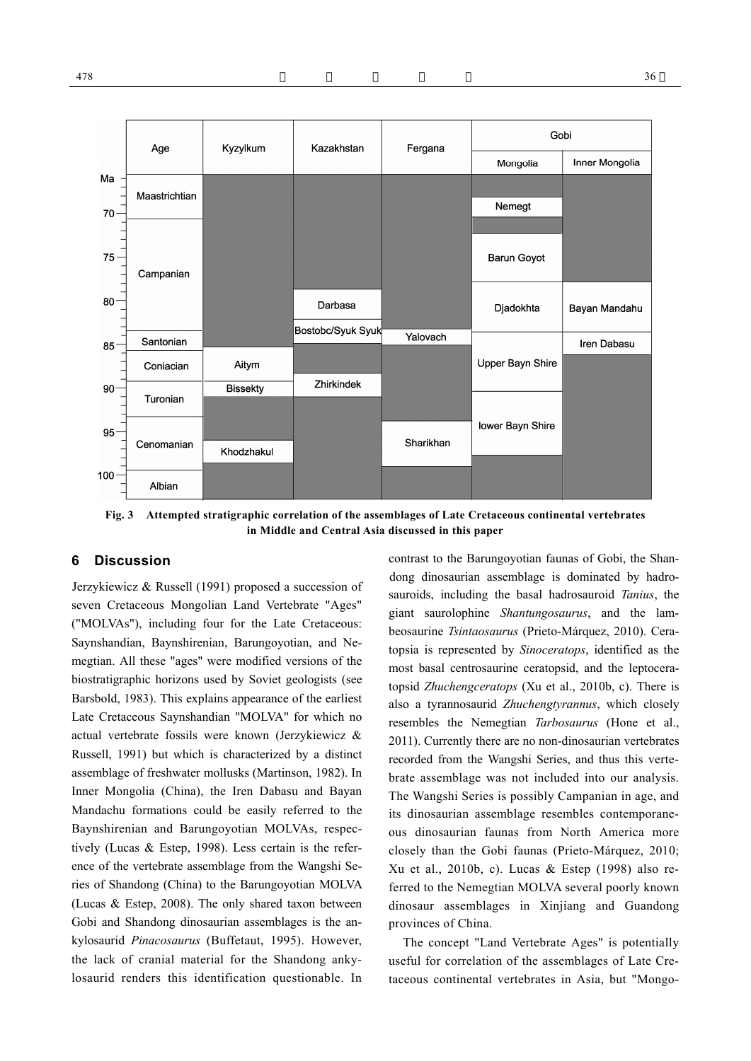Fig. 3 Attempted stratigraphic correlation of the assemblages of Late Cretaceous continental vertebrates in Middle and Central Asia discussed in this paper

## 6 Discussion

Jerzykiewicz & Russell (1991) proposed a succession of seven Cretaceous Mongolian Land Vertebrate "Ages" ("MOLVAs"), including four for the Late Cretaceous: Saynshandian, Baynshirenian, Barungoyotian, and Nemegtian. All these "ages" were modified versions of the biostratigraphic horizons used by Soviet geologists (see Barsbold, 1983). This explains appearance of the earliest Late Cretaceous Saynshandian "MOLVA" for which no actual vertebrate fossils were known (Jerzykiewicz & Russell, 1991) but which is characterized by a distinct assemblage of freshwater mollusks (Martinson, 1982). In Inner Mongolia (China), the Iren Dabasu and Bayan Mandachu formations could be easily referred to the Baynshirenian and Barungoyotian MOLVAs, respectively (Lucas & Estep, 1998). Less certain is the reference of the vertebrate assemblage from the Wangshi Series of Shandong (China) to the Barungoyotian MOLVA (Lucas & Estep, 2008). The only shared taxon between Gobi and Shandong dinosaurian assemblages is the ankylosaurid *Pinacosaurus* (Buffetaut, 1995). However, the lack of cranial material for the Shandong ankylosaurid renders this identification questionable. In contrast to the Barungoyotian faunas of Gobi, the Shandong dinosaurian assemblage is dominated by hadrosauroids, including the basal hadrosauroid *Tanius*, the giant saurolophine *Shantungosaurus*, and the lambeosaurine *Tsintaosaurus* (Prieto-Márquez, 2010). Ceratopsia is represented by *Sinoceratops*, identified as the most basal centrosaurine ceratopsid, and the leptoceratopsid *Zhuchengceratops* (Xu et al., 2010b, c). There is also a tyrannosaurid *Zhuchengtyrannus*, which closely resembles the Nemegtian *Tarbosaurus* (Hone et al., 2011). Currently there are no non-dinosaurian vertebrates recorded from the Wangshi Series, and thus this vertebrate assemblage was not included into our analysis. The Wangshi Series is possibly Campanian in age, and its dinosaurian assemblage resembles contemporaneous dinosaurian faunas from North America more closely than the Gobi faunas (Prieto-Márquez, 2010; Xu et al., 2010b, c). Lucas & Estep (1998) also referred to the Nemegtian MOLVA several poorly known dinosaur assemblages in Xinjiang and Guandong provinces of China.

The concept "Land Vertebrate Ages" is potentially useful for correlation of the assemblages of Late Cretaceous continental vertebrates in Asia, but "Mongo-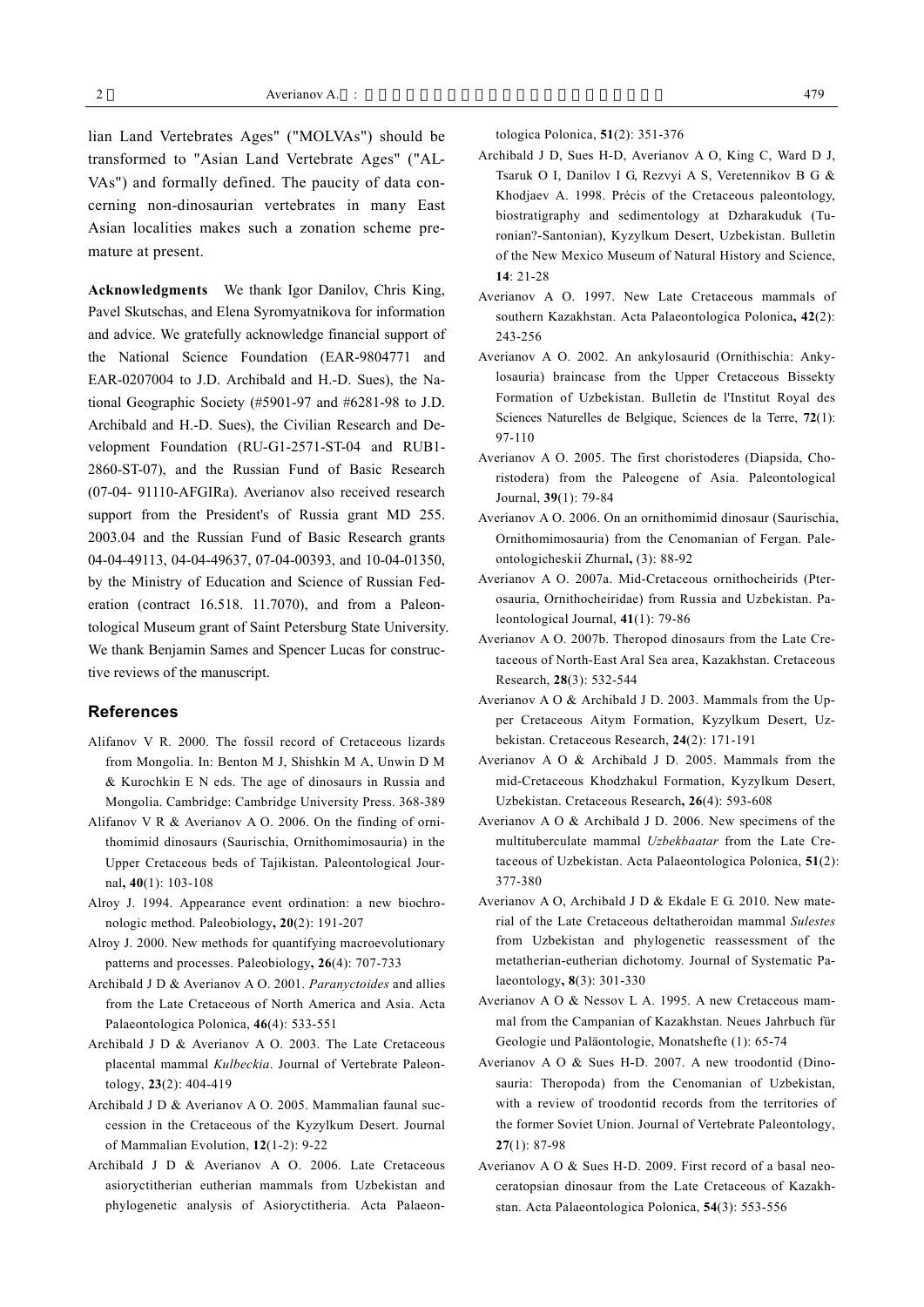lian Land Vertebrates Ages" ("MOLVAs") should be transformed to "Asian Land Vertebrate Ages" ("ALVAs") and formally defined. The paucity of data concerning non-dinosaurian vertebrates in many East Asian localities makes such a zonation scheme premature at present.

**Acknowledgments** We thank Igor Danilov, Chris King, Pavel Skutschas, and Elena Syromyatnikova for information and advice. We gratefully acknowledge financial support of the National Science Foundation (EAR-9804771 and EAR-0207004 to J.D. Archibald and H.-D. Sues), the National Geographic Society (#5901-97 and #6281-98 to J.D. Archibald and H.-D. Sues), the Civilian Research and Development Foundation (RU-G1-2571-ST-04 and RUB1-2860-ST-07), and the Russian Fund of Basic Research (07-04- 91110-AFGIRa). Averianov also received research support from the President's of Russia grant MD 255. 2003.04 and the Russian Fund of Basic Research grants 04-04-49113, 04-04-49637, 07-04-00393, and 10-04-01350, by the Ministry of Education and Science of Russian Federation (contract 16.518. 11.7070), and from a Paleontological Museum grant of Saint Petersburg State University. We thank Benjamin Sames and Spencer Lucas for constructive reviews of the manuscript.

## References

Alifanov V R. 2000. The fossil record of Cretaceous lizards from Mongolia. In: Benton M J, Shishkin M A, Unwin D M & Kurochkin E N eds. The age of dinosaurs in Russia and Mongolia. Cambridge: Cambridge University Press. 368-389

Alifanov V R & Averianov A O. 2006. On the finding of ornithomimid dinosaurs (Saurischia, Ornithomimosauria) in the Upper Cretaceous beds of Tajikistan. Paleontological Journal, **40**(1): 103-108

Alroy J. 1994. Appearance event ordination: a new biochronologic method. Paleobiology, **20**(2): 191-207

Alroy J. 2000. New methods for quantifying macroevolutionary patterns and processes. Paleobiology, **26**(4): 707-733

Archibald J D & Averianov A O. 2001. *Paranyctoides* and allies from the Late Cretaceous of North America and Asia. Acta Palaeontologica Polonica, **46**(4): 533-551

Archibald J D & Averianov A O. 2003. The Late Cretaceous placental mammal *Kulbeckia*. Journal of Vertebrate Paleontology, **23**(2): 404-419

Archibald J D & Averianov A O. 2005. Mammalian faunal succession in the Cretaceous of the Kyzylkum Desert. Journal of Mammalian Evolution, **12**(1-2): 9-22

Archibald J D & Averianov A O. 2006. Late Cretaceous asioryctitherian eutherian mammals from Uzbekistan and phylogenetic analysis of Asioryctitheria. Acta Palaeontologica Polonica, **51**(2): 351-376

Archibald J D, Sues H-D, Averianov A O, King C, Ward D J, Tsaruk O I, Danilov I G, Rezvyi A S, Veretennikov B G & Khodjaev A. 1998. Précis of the Cretaceous paleontology, biostratigraphy and sedimentology at Dzharakuduk (Turonian?-Santonian), Kyzylkum Desert, Uzbekistan. Bulletin of the New Mexico Museum of Natural History and Science, **14**: 21-28

Averianov A O. 1997. New Late Cretaceous mammals of southern Kazakhstan. Acta Palaeontologica Polonica, **42**(2): 243-256

Averianov A O. 2002. An ankylosaurid (Ornithischia: Ankylosauria) braincase from the Upper Cretaceous Bissekty Formation of Uzbekistan. Bulletin de l'Institut Royal des Sciences Naturelles de Belgique, Sciences de la Terre, **72**(1): 97-110

Averianov A O. 2005. The first choristoderes (Diapsida, Choristodera) from the Paleogene of Asia. Paleontological Journal, **39**(1): 79-84

Averianov A O. 2006. On an ornithomimid dinosaur (Saurischia, Ornithomimosauria) from the Cenomanian of Fergan. Paleontologicheskii Zhurnal, (3): 88-92

Averianov A O. 2007a. Mid-Cretaceous ornithocheirids (Pterosauria, Ornithocheiridae) from Russia and Uzbekistan. Paleontological Journal, **41**(1): 79-86

Averianov A O. 2007b. Theropod dinosaurs from the Late Cretaceous of North-East Aral Sea area, Kazakhstan. Cretaceous Research, **28**(3): 532-544

Averianov A O & Archibald J D. 2003. Mammals from the Upper Cretaceous Aitym Formation, Kyzylkum Desert, Uzbekistan. Cretaceous Research, **24**(2): 171-191

Averianov A O & Archibald J D. 2005. Mammals from the mid-Cretaceous Khodzhakul Formation, Kyzylkum Desert, Uzbekistan. Cretaceous Research, **26**(4): 593-608

Averianov A O & Archibald J D. 2006. New specimens of the multituberculate mammal *Uzbekbaatar* from the Late Cretaceous of Uzbekistan. Acta Palaeontologica Polonica, **51**(2): 377-380

Averianov A O, Archibald J D & Ekdale E G. 2010. New material of the Late Cretaceous deltatheroidan mammal *Sulestes* from Uzbekistan and phylogenetic reassessment of the metatherian-eutherian dichotomy. Journal of Systematic Palaeontology, **8**(3): 301-330

Averianov A O & Nessov L A. 1995. A new Cretaceous mammal from the Campanian of Kazakhstan. Neues Jahrbuch für Geologie und Paläontologie, Monatshefte (1): 65-74

Averianov A O & Sues H-D. 2007. A new troodontid (Dinosauria: Theropoda) from the Cenomanian of Uzbekistan, with a review of troodontid records from the territories of the former Soviet Union. Journal of Vertebrate Paleontology, **27**(1): 87-98

Averianov A O & Sues H-D. 2009. First record of a basal neoceratopsian dinosaur from the Late Cretaceous of Kazakhstan. Acta Palaeontologica Polonica, **54**(3): 553-556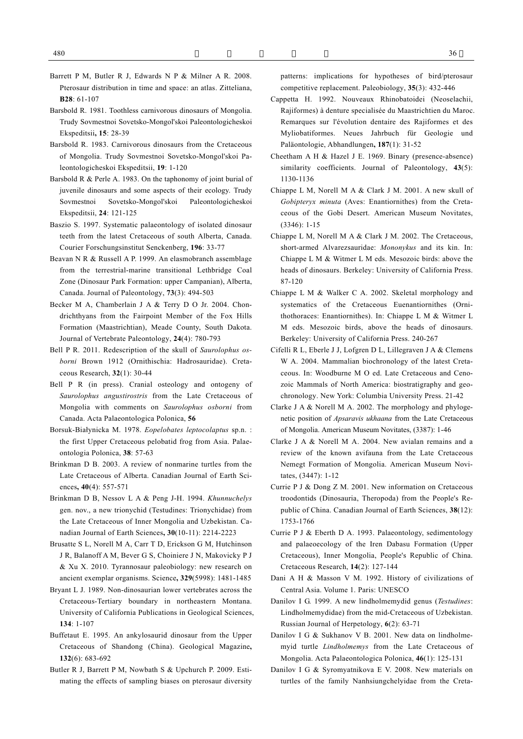Barrett P M, Butler R J, Edwards N P & Milner A R. 2008. Pterosaur distribution in time and space: an atlas. Zitteliana, **B28**: 61-107

Barsbold R. 1981. Toothless carnivorous dinosaurs of Mongolia. Trudy Sovmestnoi Sovetsko-Mongol'skoi Paleontologicheskoi Ekspeditsii**, 15**: 28-39

Barsbold R. 1983. Carnivorous dinosaurs from the Cretaceous of Mongolia. Trudy Sovmestnoi Sovetsko-Mongol'skoi Paleontologicheskoi Ekspeditsii, **19**: 1-120

Barsbold R & Perle A. 1983. On the taphonomy of joint burial of juvenile dinosaurs and some aspects of their ecology. Trudy Sovmestnoi Sovetsko-Mongol'skoi Paleontologicheskoi Ekspeditsii, **24**: 121-125

Baszio S. 1997. Systematic palaeontology of isolated dinosaur teeth from the latest Cretaceous of south Alberta, Canada. Courier Forschungsinstitut Senckenberg, **196**: 33-77

Beavan N R & Russell A P. 1999. An elasmobranch assemblage from the terrestrial-marine transitional Lethbridge Coal Zone (Dinosaur Park Formation: upper Campanian), Alberta, Canada. Journal of Paleontology, **73**(3): 494-503

Becker M A, Chamberlain J A & Terry D O Jr. 2004. Chondrichthyans from the Fairpoint Member of the Fox Hills Formation (Maastrichtian), Meade County, South Dakota. Journal of Vertebrate Paleontology, **24**(4): 780-793

Bell P R. 2011. Redescription of the skull of *Saurolophus osborni* Brown 1912 (Ornithischia: Hadrosauridae). Cretaceous Research, **32**(1): 30-44

Bell P R (in press). Cranial osteology and ontogeny of *Saurolophus angustirostris* from the Late Cretaceous of Mongolia with comments on *Saurolophus osborni* from Canada. Acta Palaeontologica Polonica, **56**

Borsuk-Białynicka M. 1978. *Eopelobates leptocolaptus* sp.n. : the first Upper Cretaceous pelobatid frog from Asia. Palaeontologia Polonica, **38**: 57-63

Brinkman D B. 2003. A review of nonmarine turtles from the Late Cretaceous of Alberta. Canadian Journal of Earth Sciences**, 40**(4): 557-571

Brinkman D B, Nessov L A & Peng J-H. 1994. *Khunnuchelys* gen. nov., a new trionychid (Testudines: Trionychidae) from the Late Cretaceous of Inner Mongolia and Uzbekistan. Canadian Journal of Earth Sciences**, 30**(10-11): 2214-2223

Brusatte S L, Norell M A, Carr T D, Erickson G M, Hutchinson J R, Balanoff A M, Bever G S, Choiniere J N, Makovicky P J & Xu X. 2010. Tyrannosaur paleobiology: new research on ancient exemplar organisms. Science**, 329**(5998): 1481-1485

Bryant L J. 1989. Non-dinosaurian lower vertebrates across the Cretaceous-Tertiary boundary in northeastern Montana. University of California Publications in Geological Sciences, **134**: 1-107

Buffetaut E. 1995. An ankylosaurid dinosaur from the Upper Cretaceous of Shandong (China). Geological Magazine**, 132**(6): 683-692

Butler R J, Barrett P M, Nowbath S & Upchurch P. 2009. Estimating the effects of sampling biases on pterosaur diversity patterns: implications for hypotheses of bird/pterosaur competitive replacement. Paleobiology, **35**(3): 432-446

Cappetta H. 1992. Nouveaux Rhinobatoidei (Neoselachii, Rajiformes) à denture specialisée du Maastrichtien du Maroc. Remarques sur l'évolution dentaire des Rajiformes et des Myliobatiformes. Neues Jahrbuch für Geologie und Paläontologie, Abhandlungen**, 187**(1): 31-52

Cheetham A H & Hazel J E. 1969. Binary (presence-absence) similarity coefficients. Journal of Paleontology, **43**(5): 1130-1136

Chiappe L M, Norell M A & Clark J M. 2001. A new skull of *Gobipteryx minuta* (Aves: Enantiornithes) from the Cretaceous of the Gobi Desert. American Museum Novitates, (3346): 1-15

Chiappe L M, Norell M A & Clark J M. 2002. The Cretaceous, short-armed Alvarezsauridae: *Mononykus* and its kin. In: Chiappe L M & Witmer L M eds. Mesozoic birds: above the heads of dinosaurs. Berkeley: University of California Press. 87-120

Chiappe L M & Walker C A. 2002. Skeletal morphology and systematics of the Cretaceous Euenantiornithes (Ornithothoraces: Enantiornithes). In: Chiappe L M & Witmer L M eds. Mesozoic birds, above the heads of dinosaurs. Berkeley: University of California Press. 240-267

Cifelli R L, Eberle J J, Lofgren D L, Lillegraven J A & Clemens W A. 2004. Mammalian biochronology of the latest Cretaceous. In: Woodburne M O ed. Late Cretaceous and Cenozoic Mammals of North America: biostratigraphy and geochronology. New York: Columbia University Press. 21-42

Clarke J A & Norell M A. 2002. The morphology and phylogenetic position of *Apsaravis ukhaana* from the Late Cretaceous of Mongolia. American Museum Novitates, (3387): 1-46

Clarke J A & Norell M A. 2004. New avialan remains and a review of the known avifauna from the Late Cretaceous Nemegt Formation of Mongolia. American Museum Novitates, (3447): 1-12

Currie P J & Dong Z M. 2001. New information on Cretaceous troodontids (Dinosauria, Theropoda) from the People's Republic of China. Canadian Journal of Earth Sciences, **38**(12): 1753-1766

Currie P J & Eberth D A. 1993. Palaeontology, sedimentology and palaeoecology of the Iren Dabasu Formation (Upper Cretaceous), Inner Mongolia, People's Republic of China. Cretaceous Research, **14**(2): 127-144

Dani A H & Masson V M. 1992. History of civilizations of Central Asia. Volume 1. Paris: UNESCO

Danilov I G. 1999. A new lindholmemydid genus (*Testudines*: Lindholmemydidae) from the mid-Cretaceous of Uzbekistan. Russian Journal of Herpetology, **6**(2): 63-71

Danilov I G & Sukhanov V B. 2001. New data on lindholmemyid turtle *Lindholmemys* from the Late Cretaceous of Mongolia. Acta Palaeontologica Polonica, **46**(1): 125-131

Danilov I G & Syromyatnikova E V. 2008. New materials on turtles of the family Nanhsiungchelyidae from the Creta-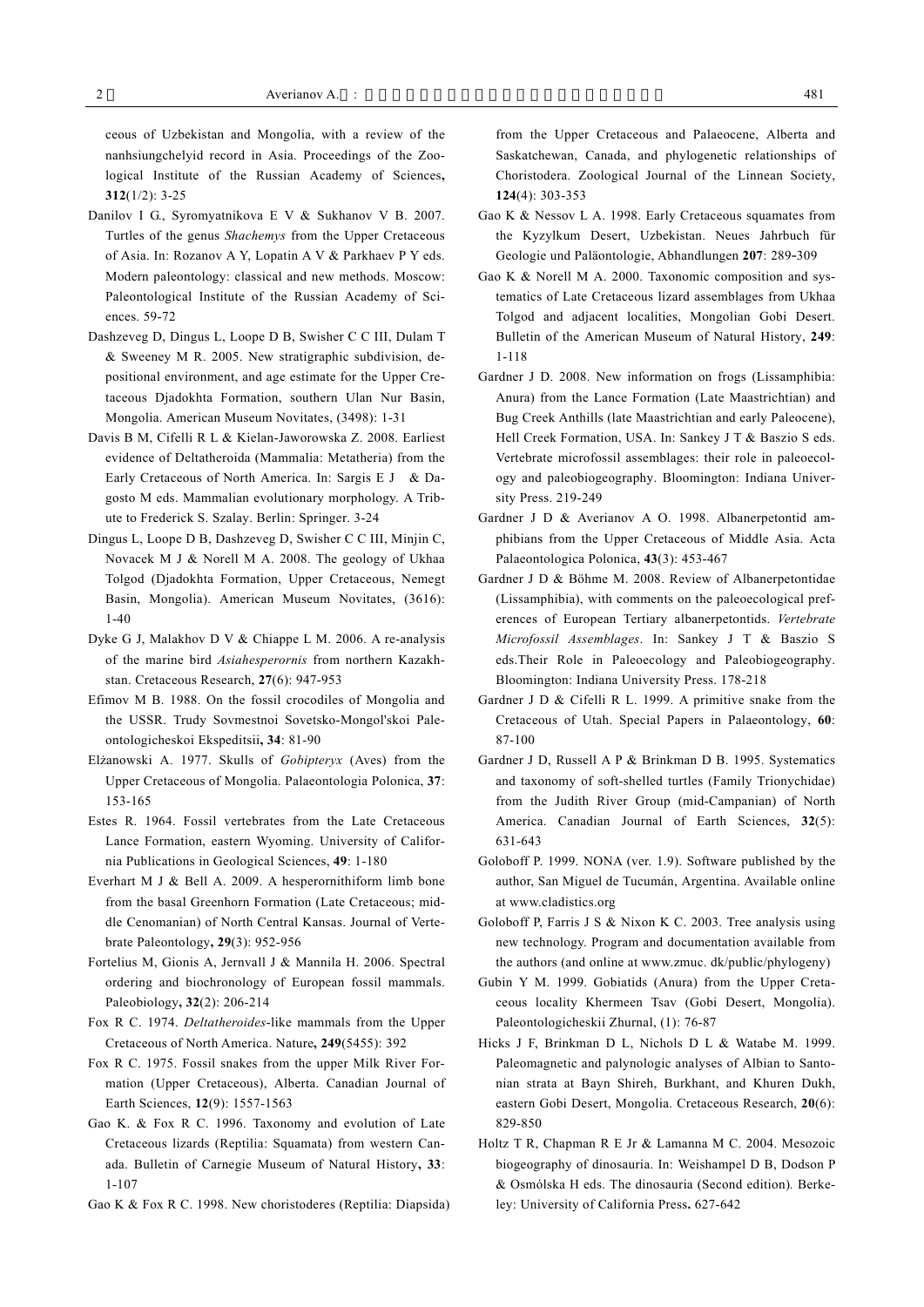ceous of Uzbekistan and Mongolia, with a review of the nanhsiungchelyid record in Asia. Proceedings of the Zoological Institute of the Russian Academy of Sciences, **312**(1/2): 3-25

Danilov I G., Syromyatnikova E V & Sukhanov V B. 2007. Turtles of the genus *Shachemys* from the Upper Cretaceous of Asia. In: Rozanov A Y, Lopatin A V & Parkhaev P Y eds. Modern paleontology: classical and new methods. Moscow: Paleontological Institute of the Russian Academy of Sciences. 59-72

Dashzeveg D, Dingus L, Loope D B, Swisher C C III, Dulam T & Sweeney M R. 2005. New stratigraphic subdivision, depositional environment, and age estimate for the Upper Cretaceous Djadokhta Formation, southern Ulan Nur Basin, Mongolia. American Museum Novitates, (3498): 1-31

Davis B M, Cifelli R L & Kielan-Jaworowska Z. 2008. Earliest evidence of Deltatheroida (Mammalia: Metatheria) from the Early Cretaceous of North America. In: Sargis E J & Dagosto M eds. Mammalian evolutionary morphology. A Tribute to Frederick S. Szalay. Berlin: Springer. 3-24

Dingus L, Loope D B, Dashzeveg D, Swisher C C III, Minjin C, Novacek M J & Norell M A. 2008. The geology of Ukhaa Tolgod (Djadokhta Formation, Upper Cretaceous, Nemegt Basin, Mongolia). American Museum Novitates, (3616): 1-40

Dyke G J, Malakhov D V & Chiappe L M. 2006. A re-analysis of the marine bird *Asiahesperornis* from northern Kazakhstan. Cretaceous Research, **27**(6): 947-953

Efimov M B. 1988. On the fossil crocodiles of Mongolia and the USSR. Trudy Sovmestnoi Sovetsko-Mongol'skoi Paleontologicheskoi Ekspeditsii, **34**: 81-90

Elżanowski A. 1977. Skulls of *Gobipteryx* (Aves) from the Upper Cretaceous of Mongolia. Palaeontologia Polonica, **37**: 153-165

Estes R. 1964. Fossil vertebrates from the Late Cretaceous Lance Formation, eastern Wyoming. University of California Publications in Geological Sciences, **49**: 1-180

Everhart M J & Bell A. 2009. A hesperornithiform limb bone from the basal Greenhorn Formation (Late Cretaceous; middle Cenomanian) of North Central Kansas. Journal of Vertebrate Paleontology, **29**(3): 952-956

Fortelius M, Gionis A, Jernvall J & Mannila H. 2006. Spectral ordering and biochronology of European fossil mammals. Paleobiology, **32**(2): 206-214

Fox R C. 1974. *Deltatheroides*-like mammals from the Upper Cretaceous of North America. Nature, **249**(5455): 392

Fox R C. 1975. Fossil snakes from the upper Milk River Formation (Upper Cretaceous), Alberta. Canadian Journal of Earth Sciences, **12**(9): 1557-1563

Gao K. & Fox R C. 1996. Taxonomy and evolution of Late Cretaceous lizards (Reptilia: Squamata) from western Canada. Bulletin of Carnegie Museum of Natural History, **33**: 1-107

Gao K & Fox R C. 1998. New choristoderes (Reptilia: Diapsida) from the Upper Cretaceous and Palaeocene, Alberta and Saskatchewan, Canada, and phylogenetic relationships of Choristodera. Zoological Journal of the Linnean Society, **124**(4): 303-353

Gao K & Nessov L A. 1998. Early Cretaceous squamates from the Kyzylkum Desert, Uzbekistan. Neues Jahrbuch für Geologie und Paläontologie, Abhandlungen **207**: 289-309

Gao K & Norell M A. 2000. Taxonomic composition and systematics of Late Cretaceous lizard assemblages from Ukhaa Tolgod and adjacent localities, Mongolian Gobi Desert. Bulletin of the American Museum of Natural History, **249**: 1-118

Gardner J D. 2008. New information on frogs (Lissamphibia: Anura) from the Lance Formation (Late Maastrichtian) and Bug Creek Anthills (late Maastrichtian and early Paleocene), Hell Creek Formation, USA. In: Sankey J T & Baszio S eds. Vertebrate microfossil assemblages: their role in paleoecology and paleobiogeography. Bloomington: Indiana University Press. 219-249

Gardner J D & Averianov A O. 1998. Albanerpetontid amphibians from the Upper Cretaceous of Middle Asia. Acta Palaeontologica Polonica, **43**(3): 453-467

Gardner J D & Böhme M. 2008. Review of Albanerpetontidae (Lissamphibia), with comments on the paleoecological preferences of European Tertiary albanerpetontids. *Vertebrate Microfossil Assemblages*. In: Sankey J T & Baszio S eds.Their Role in Paleoecology and Paleobiogeography. Bloomington: Indiana University Press. 178-218

Gardner J D & Cifelli R L. 1999. A primitive snake from the Cretaceous of Utah. Special Papers in Palaeontology, **60**: 87-100

Gardner J D, Russell A P & Brinkman D B. 1995. Systematics and taxonomy of soft-shelled turtles (Family Trionychidae) from the Judith River Group (mid-Campanian) of North America. Canadian Journal of Earth Sciences, **32**(5): 631-643

Goloboff P. 1999. NONA (ver. 1.9). Software published by the author, San Miguel de Tucumán, Argentina. Available online at www.cladistics.org

Goloboff P, Farris J S & Nixon K C. 2003. Tree analysis using new technology. Program and documentation available from the authors (and online at www.zmuc. dk/public/phylogeny)

Gubin Y M. 1999. Gobiatids (Anura) from the Upper Cretaceous locality Khermeen Tsav (Gobi Desert, Mongolia). Paleontologicheskii Zhurnal, (1): 76-87

Hicks J F, Brinkman D L, Nichols D L & Watabe M. 1999. Paleomagnetic and palynologic analyses of Albian to Santonian strata at Bayn Shireh, Burkhant, and Khuren Dukh, eastern Gobi Desert, Mongolia. Cretaceous Research, **20**(6): 829-850

Holtz T R, Chapman R E Jr & Lamanna M C. 2004. Mesozoic biogeography of dinosauria. In: Weishampel D B, Dodson P & Osmólska H eds. The dinosauria (Second edition). Berkeley: University of California Press. 627-642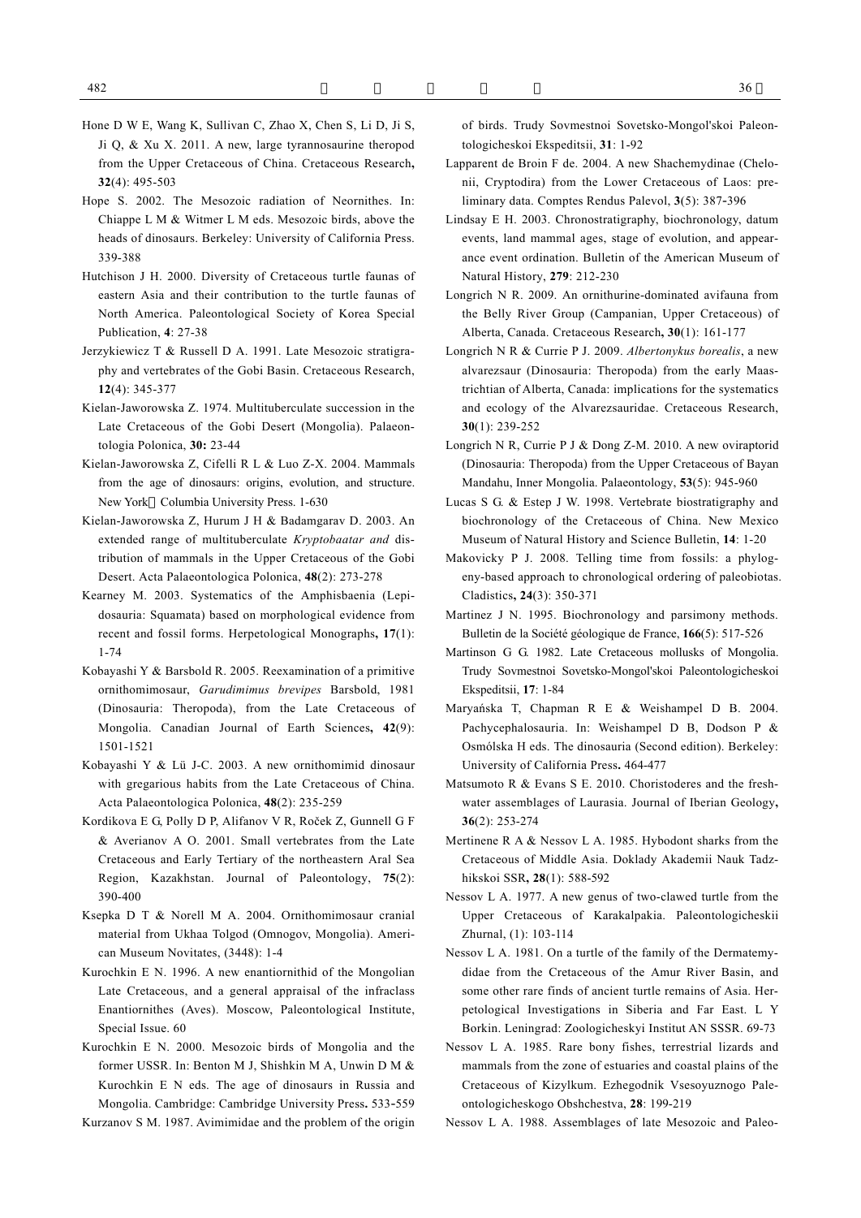Hone D W E, Wang K, Sullivan C, Zhao X, Chen S, Li D, Ji S, Ji Q, & Xu X. 2011. A new, large tyrannosaurine theropod from the Upper Cretaceous of China. Cretaceous Research, **32**(4): 495-503

Hope S. 2002. The Mesozoic radiation of Neornithes. In: Chiappe L M & Witmer L M eds. Mesozoic birds, above the heads of dinosaurs. Berkeley: University of California Press. 339-388

Hutchison J H. 2000. Diversity of Cretaceous turtle faunas of eastern Asia and their contribution to the turtle faunas of North America. Paleontological Society of Korea Special Publication, **4**: 27-38

Jerzykiewicz T & Russell D A. 1991. Late Mesozoic stratigraphy and vertebrates of the Gobi Basin. Cretaceous Research, **12**(4): 345-377

Kielan-Jaworowska Z. 1974. Multituberculate succession in the Late Cretaceous of the Gobi Desert (Mongolia). Palaeontologia Polonica, **30:** 23-44

Kielan-Jaworowska Z, Cifelli R L & Luo Z-X. 2004. Mammals from the age of dinosaurs: origins, evolution, and structure. New York：Columbia University Press. 1-630

Kielan-Jaworowska Z, Hurum J H & Badamgarav D. 2003. An extended range of multituberculate *Kryptobaatar and* distribution of mammals in the Upper Cretaceous of the Gobi Desert. Acta Palaeontologica Polonica, **48**(2): 273-278

Kearney M. 2003. Systematics of the Amphisbaenia (Lepidosauria: Squamata) based on morphological evidence from recent and fossil forms. Herpetological Monographs, **17**(1): 1-74

Kobayashi Y & Barsbold R. 2005. Reexamination of a primitive ornithomimosaur, *Garudimimus brevipes* Barsbold, 1981 (Dinosauria: Theropoda), from the Late Cretaceous of Mongolia. Canadian Journal of Earth Sciences, **42**(9): 1501-1521

Kobayashi Y & Lü J-C. 2003. A new ornithomimid dinosaur with gregarious habits from the Late Cretaceous of China. Acta Palaeontologica Polonica, **48**(2): 235-259

Kordikova E G, Polly D P, Alifanov V R, Roček Z, Gunnell G F & Averianov A O. 2001. Small vertebrates from the Late Cretaceous and Early Tertiary of the northeastern Aral Sea Region, Kazakhstan. Journal of Paleontology, **75**(2): 390-400

Ksepka D T & Norell M A. 2004. Ornithomimosaur cranial material from Ukhaa Tolgod (Omnogov, Mongolia). American Museum Novitates, (3448): 1-4

Kurochkin E N. 1996. A new enantiornithid of the Mongolian Late Cretaceous, and a general appraisal of the infraclass Enantiornithes (Aves). Moscow, Paleontological Institute, Special Issue. 60

Kurochkin E N. 2000. Mesozoic birds of Mongolia and the former USSR. In: Benton M J, Shishkin M A, Unwin D M & Kurochkin E N eds. The age of dinosaurs in Russia and Mongolia. Cambridge: Cambridge University Press. 533-559

Kurzanov S M. 1987. Avimimidae and the problem of the origin of birds. Trudy Sovmestnoi Sovetsko-Mongol'skoi Paleontologicheskoi Ekspeditsii, **31**: 1-92

Lapparent de Broin F de. 2004. A new Shachemydinae (Chelonii, Cryptodira) from the Lower Cretaceous of Laos: preliminary data. Comptes Rendus Palevol, **3**(5): 387-396

Lindsay E H. 2003. Chronostratigraphy, biochronology, datum events, land mammal ages, stage of evolution, and appearance event ordination. Bulletin of the American Museum of Natural History, **279**: 212-230

Longrich N R. 2009. An ornithurine-dominated avifauna from the Belly River Group (Campanian, Upper Cretaceous) of Alberta, Canada. Cretaceous Research, **30**(1): 161-177

Longrich N R & Currie P J. 2009. *Albertonykus borealis*, a new alvarezsaur (Dinosauria: Theropoda) from the early Maastrichtian of Alberta, Canada: implications for the systematics and ecology of the Alvarezsauridae. Cretaceous Research, **30**(1): 239-252

Longrich N R, Currie P J & Dong Z-M. 2010. A new oviraptorid (Dinosauria: Theropoda) from the Upper Cretaceous of Bayan Mandahu, Inner Mongolia. Palaeontology, **53**(5): 945-960

Lucas S G & Estep J W. 1998. Vertebrate biostratigraphy and biochronology of the Cretaceous of China. New Mexico Museum of Natural History and Science Bulletin, **14**: 1-20

Makovicky P J. 2008. Telling time from fossils: a phylogeny-based approach to chronological ordering of paleobiotas. Cladistics, **24**(3): 350-371

Martinez J N. 1995. Biochronology and parsimony methods. Bulletin de la Société géologique de France, **166**(5): 517-526

Martinson G G. 1982. Late Cretaceous mollusks of Mongolia. Trudy Sovmestnoi Sovetsko-Mongol'skoi Paleontologicheskoi Ekspeditsii, **17**: 1-84

Maryańska T, Chapman R E & Weishampel D B. 2004. Pachycephalosauria. In: Weishampel D B, Dodson P & Osmólska H eds. The dinosauria (Second edition). Berkeley: University of California Press. 464-477

Matsumoto R & Evans S E. 2010. Choristoderes and the freshwater assemblages of Laurasia. Journal of Iberian Geology, **36**(2): 253-274

Mertinene R A & Nessov L A. 1985. Hybodont sharks from the Cretaceous of Middle Asia. Doklady Akademii Nauk Tadzhikskoi SSR, **28**(1): 588-592

Nessov L A. 1977. A new genus of two-clawed turtle from the Upper Cretaceous of Karakalpakia. Paleontologicheskii Zhurnal, (1): 103-114

Nessov L A. 1981. On a turtle of the family of the Dermatemydidae from the Cretaceous of the Amur River Basin, and some other rare finds of ancient turtle remains of Asia. Herpetological Investigations in Siberia and Far East. L Y Borkin. Leningrad: Zoologicheskyi Institut AN SSSR. 69-73

Nessov L A. 1985. Rare bony fishes, terrestrial lizards and mammals from the zone of estuaries and coastal plains of the Cretaceous of Kizylkum. Ezhegodnik Vsesoyuznogo Paleontologicheskogo Obshchestva, **28**: 199-219

Nessov L A. 1988. Assemblages of late Mesozoic and Paleo-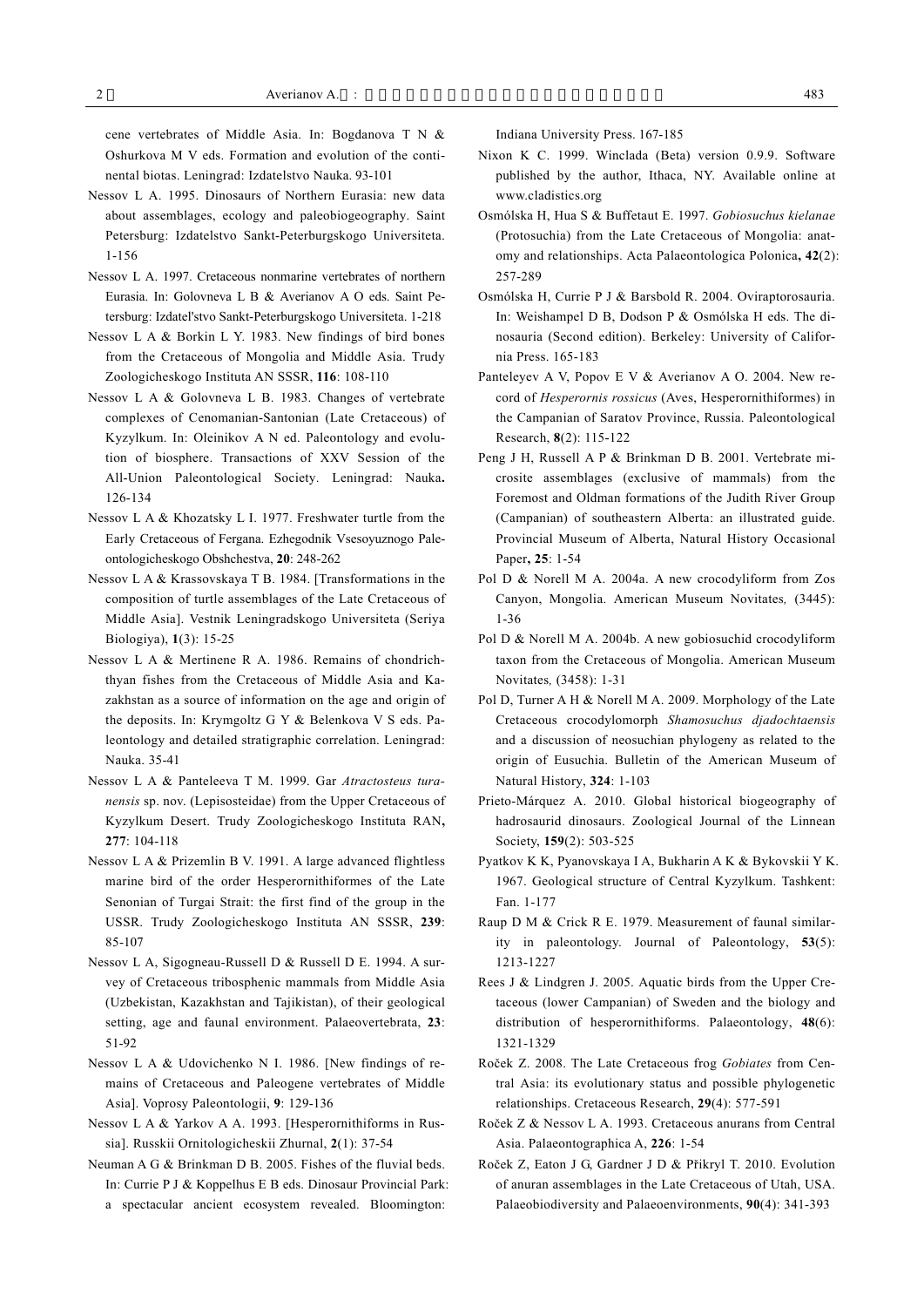cene vertebrates of Middle Asia. In: Bogdanova T N & Oshurkova M V eds. Formation and evolution of the continental biotas. Leningrad: Izdatelstvo Nauka. 93-101

Nessov L A. 1995. Dinosaurs of Northern Eurasia: new data about assemblages, ecology and paleobiogeography. Saint Petersburg: Izdatelstvo Sankt-Peterburgskogo Universiteta. 1-156

Nessov L A. 1997. Cretaceous nonmarine vertebrates of northern Eurasia. In: Golovneva L B & Averianov A O eds. Saint Petersburg: Izdatel'stvo Sankt-Peterburgskogo Universiteta. 1-218

Nessov L A & Borkin L Y. 1983. New findings of bird bones from the Cretaceous of Mongolia and Middle Asia. Trudy Zoologicheskogo Instituta AN SSSR, **116**: 108-110

Nessov L A & Golovneva L B. 1983. Changes of vertebrate complexes of Cenomanian-Santonian (Late Cretaceous) of Kyzylkum. In: Oleinikov A N ed. Paleontology and evolution of biosphere. Transactions of XXV Session of the All-Union Paleontological Society. Leningrad: Nauka**.** 126-134

Nessov L A & Khozatsky L I. 1977. Freshwater turtle from the Early Cretaceous of Fergana. Ezhegodnik Vsesoyuznogo Paleontologicheskogo Obshchestva, **20**: 248-262

Nessov L A & Krassovskaya T B. 1984. [Transformations in the composition of turtle assemblages of the Late Cretaceous of Middle Asia]. Vestnik Leningradskogo Universiteta (Seriya Biologiya), **1**(3): 15-25

Nessov L A & Mertinene R A. 1986. Remains of chondrichthyan fishes from the Cretaceous of Middle Asia and Kazakhstan as a source of information on the age and origin of the deposits. In: Krymgoltz G Y & Belenkova V S eds. Paleontology and detailed stratigraphic correlation. Leningrad: Nauka. 35-41

Nessov L A & Panteleeva T M. 1999. Gar *Atractosteus turanensis* sp. nov. (Lepisosteidae) from the Upper Cretaceous of Kyzylkum Desert. Trudy Zoologicheskogo Instituta RAN**, 277**: 104-118

Nessov L A & Prizemlin B V. 1991. A large advanced flightless marine bird of the order Hesperornithiformes of the Late Senonian of Turgai Strait: the first find of the group in the USSR. Trudy Zoologicheskogo Instituta AN SSSR, **239**: 85-107

Nessov L A, Sigogneau-Russell D & Russell D E. 1994. A survey of Cretaceous tribosphenic mammals from Middle Asia (Uzbekistan, Kazakhstan and Tajikistan), of their geological setting, age and faunal environment. Palaeovertebrata, **23**: 51-92

Nessov L A & Udovichenko N I. 1986. [New findings of remains of Cretaceous and Paleogene vertebrates of Middle Asia]. Voprosy Paleontologii, **9**: 129-136

Nessov L A & Yarkov A A. 1993. [Hesperornithiforms in Russia]. Russkii Ornitologicheskii Zhurnal, **2**(1): 37-54

Neuman A G & Brinkman D B. 2005. Fishes of the fluvial beds. In: Currie P J & Koppelhus E B eds. Dinosaur Provincial Park: a spectacular ancient ecosystem revealed. Bloomington: Indiana University Press. 167-185

Nixon K C. 1999. Winclada (Beta) version 0.9.9. Software published by the author, Ithaca, NY. Available online at www.cladistics.org

Osmólska H, Hua S & Buffetaut E. 1997. *Gobiosuchus kielanae* (Protosuchia) from the Late Cretaceous of Mongolia: anatomy and relationships. Acta Palaeontologica Polonica**, 42**(2): 257-289

Osmólska H, Currie P J & Barsbold R. 2004. Oviraptorosauria. In: Weishampel D B, Dodson P & Osmólska H eds. The dinosauria (Second edition). Berkeley: University of California Press. 165-183

Panteleyev A V, Popov E V & Averianov A O. 2004. New record of *Hesperornis rossicus* (Aves, Hesperornithiformes) in the Campanian of Saratov Province, Russia. Paleontological Research, **8**(2): 115-122

Peng J H, Russell A P & Brinkman D B. 2001. Vertebrate microsite assemblages (exclusive of mammals) from the Foremost and Oldman formations of the Judith River Group (Campanian) of southeastern Alberta: an illustrated guide. Provincial Museum of Alberta, Natural History Occasional Paper**, 25**: 1-54

Pol D & Norell M A. 2004a. A new crocodyliform from Zos Canyon, Mongolia. American Museum Novitates*,* (3445): 1-36

Pol D & Norell M A. 2004b. A new gobiosuchid crocodyliform taxon from the Cretaceous of Mongolia. American Museum Novitates*,* (3458): 1-31

Pol D, Turner A H & Norell M A. 2009. Morphology of the Late Cretaceous crocodylomorph *Shamosuchus djadochtaensis* and a discussion of neosuchian phylogeny as related to the origin of Eusuchia. Bulletin of the American Museum of Natural History, **324**: 1-103

Prieto-Márquez A. 2010. Global historical biogeography of hadrosaurid dinosaurs. Zoological Journal of the Linnean Society, **159**(2): 503-525

Pyatkov K K, Pyanovskaya I A, Bukharin A K & Bykovskii Y K. 1967. Geological structure of Central Kyzylkum. Tashkent: Fan. 1-177

Raup D M & Crick R E. 1979. Measurement of faunal similarity in paleontology. Journal of Paleontology, **53**(5): 1213-1227

Rees J & Lindgren J. 2005. Aquatic birds from the Upper Cretaceous (lower Campanian) of Sweden and the biology and distribution of hesperornithiforms. Palaeontology, **48**(6): 1321-1329

Roček Z. 2008. The Late Cretaceous frog *Gobiates* from Central Asia: its evolutionary status and possible phylogenetic relationships. Cretaceous Research, **29**(4): 577-591

Roček Z & Nessov L A. 1993. Cretaceous anurans from Central Asia. Palaeontographica A, **226**: 1-54

Roček Z, Eaton J G, Gardner J D & Přikryl T. 2010. Evolution of anuran assemblages in the Late Cretaceous of Utah, USA. Palaeobiodiversity and Palaeoenvironments, **90**(4): 341-393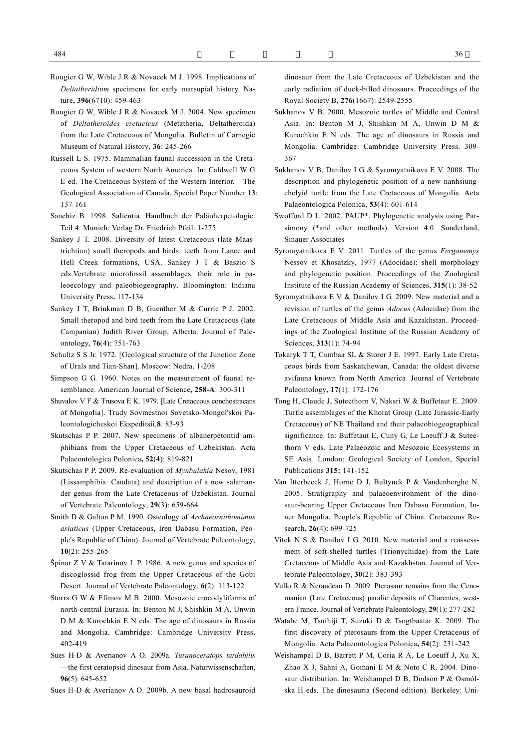Rougier G W, Wible J R & Novacek M J. 1998. Implications of *Deltatheridium* specimens for early marsupial history. Nature, **396**(6710): 459-463

Rougier G W, Wible J R & Novacek M J. 2004. New specimen of *Deltatheroides cretacicus* (Metatheria, Deltatheroida) from the Late Cretaceous of Mongolia. Bulletin of Carnegie Museum of Natural History, **36**: 245-266

Russell L S. 1975. Mammalian faunal succession in the Cretaceous System of western North America. In: Caldwell W G E ed. The Cretaceous System of the Western Interior. The Geological Association of Canada, Special Paper Number **13**: 137-161

Sanchiz B. 1998. Salientia. Handbuch der Paläoherpetologie. Teil 4. Munich: Verlag Dr. Friedrich Pfeil. 1-275

Sankey J T. 2008. Diversity of latest Cretaceous (late Maastrichtian) small theropods and birds: teeth from Lance and Hell Creek formations, USA. Sankey J T & Baszio S eds.Vertebrate microfossil assemblages. their role in paleoecology and paleobiogeography. Bloomington: Indiana University Press. 117-134

Sankey J T, Brinkman D B, Guenther M & Currie P J. 2002. Small theropod and bird teeth from the Late Cretaceous (late Campanian) Judith River Group, Alberta. Journal of Paleontology, **76**(4): 751-763

Schultz S S Jr. 1972. [Geological structure of the Junction Zone of Urals and Tian-Shan]. Moscow: Nedra. 1-208

Simpson G G. 1960. Notes on the measurement of faunal resemblance. American Journal of Science, **258-A**: 300-311

Shuvalov V F & Trusova E K. 1979. [Late Cretaceous conchostracans of Mongolia]. Trudy Sovmestnoi Sovetsko-Mongol'skoi Paleontologicheskoi Ekspeditsii,**8**: 83-93

Skutschas P P. 2007. New specimens of albanerpetontid amphibians from the Upper Cretaceous of Uzbekistan. Acta Palaeontologica Polonica, **52**(4): 819-821

Skutschas P P. 2009. Re-evaluation of *Mynbulakia* Nesov, 1981 (Lissamphibia: Caudata) and description of a new salamander genus from the Late Cretaceous of Uzbekistan. Journal of Vertebrate Paleontology, **29**(3): 659-664

Smith D & Galton P M. 1990. Osteology of *Archaeornithomimus asiaticus* (Upper Cretaceous, Iren Dabasu Formation, People's Republic of China). Journal of Vertebrate Paleontology, **10**(2): 255-265

Špinar Z V & Tatarinov L P. 1986. A new genus and species of discoglossid frog from the Upper Cretaceous of the Gobi Desert. Journal of Vertebrate Paleontology, **6**(2): 113-122

Storrs G W & Efimov M B. 2000. Mesozoic crocodyliforms of north-central Eurasia. In: Benton M J, Shishkin M A, Unwin D M & Kurochkin E N eds. The age of dinosaurs in Russia and Mongolia. Cambridge: Cambridge University Press. 402-419

Sues H-D & Averianov A O. 2009a. *Turanoceratops tardabilis* —the first ceratopsid dinosaur from Asia. Naturwissenschaften, **96**(5): 645-652

Sues H-D & Averianov A O. 2009b. A new basal hadrosauroid dinosaur from the Late Cretaceous of Uzbekistan and the early radiation of duck-billed dinosaurs. Proceedings of the Royal Society B, **276**(1667): 2549-2555

Sukhanov V B. 2000. Mesozoic turtles of Middle and Central Asia. In: Benton M J, Shishkin M A, Unwin D M & Kurochkin E N eds. The age of dinosaurs in Russia and Mongolia. Cambridge: Cambridge University Press. 309-367

Sukhanov V B, Danilov I G & Syromyatnikova E V. 2008. The description and phylogenetic position of a new nanhsiungchelyid turtle from the Late Cretaceous of Mongolia. Acta Palaeontologica Polonica, **53**(4): 601-614

Swofford D L. 2002. PAUP*. Phylogenetic analysis using Parsimony (*and other methods). Version 4.0. Sunderland, Sinauer Associates

Syromyatnikova E V. 2011. Turtles of the genus *Ferganemys* Nessov et Khosatzky, 1977 (Adocidae): shell morphology and phylogenetic position. Proceedings of the Zoological Institute of the Russian Academy of Sciences, **315**(1): 38-52

Syromyatnikova E V & Danilov I G. 2009. New material and a revision of turtles of the genus *Adocus* (Adocidae) from the Late Cretaceous of Middle Asia and Kazakhstan. Proceedings of the Zoological Institute of the Russian Academy of Sciences, **313**(1): 74-94

Tokaryk T T, Cumbaa SL & Storer J E. 1997. Early Late Cretaceous birds from Saskatchewan, Canada: the oldest diverse avifauna known from North America. Journal of Vertebrate Paleontology, **17**(1): 172-176

Tong H, Claude J, Suteethorn V, Naksri W & Buffetaut E. 2009. Turtle assemblages of the Khorat Group (Late Jurassic-Early Cretaceous) of NE Thailand and their palaeobiogeographical significance. In: Buffetaut E, Cuny G, Le Loeuff J & Suteethorn V eds. Late Palaeozoic and Mesozoic Ecosystems in SE Asia. London: Geological Society of London, Special Publications **315:** 141-152

Van Itterbeeck J, Horne D J, Bultynck P & Vandenberghe N. 2005. Stratigraphy and palaeoenvironment of the dinosaur-bearing Upper Cretaceous Iren Dabasu Formation, Inner Mongolia, People's Republic of China. Cretaceous Research, **26**(4): 699-725

Vitek N S & Danilov I G. 2010. New material and a reassessment of soft-shelled turtles (Trionychidae) from the Late Cretaceous of Middle Asia and Kazakhstan. Journal of Vertebrate Paleontology, **30**(2): 383-393

Vullo R & Neraudeau D. 2009. Pterosaur remains from the Cenomanian (Late Cretaceous) paralic deposits of Charentes, western France. Journal of Vertebrate Paleontology, **29**(1): 277-282

Watabe M, Tsuihiji T, Suzuki D & Tsogtbaatar K. 2009. The first discovery of pterosaurs from the Upper Cretaceous of Mongolia. Acta Palaeontologica Polonica, **54**(2): 231-242

Weishampel D B, Barrett P M, Coria R A, Le Loeuff J, Xu X, Zhao X J, Sahni A, Gomani E M & Noto C R. 2004. Dinosaur distribution. In: Weishampel D B, Dodson P & Osmólska H eds. The dinosauria (Second edition). Berkeley: Uni-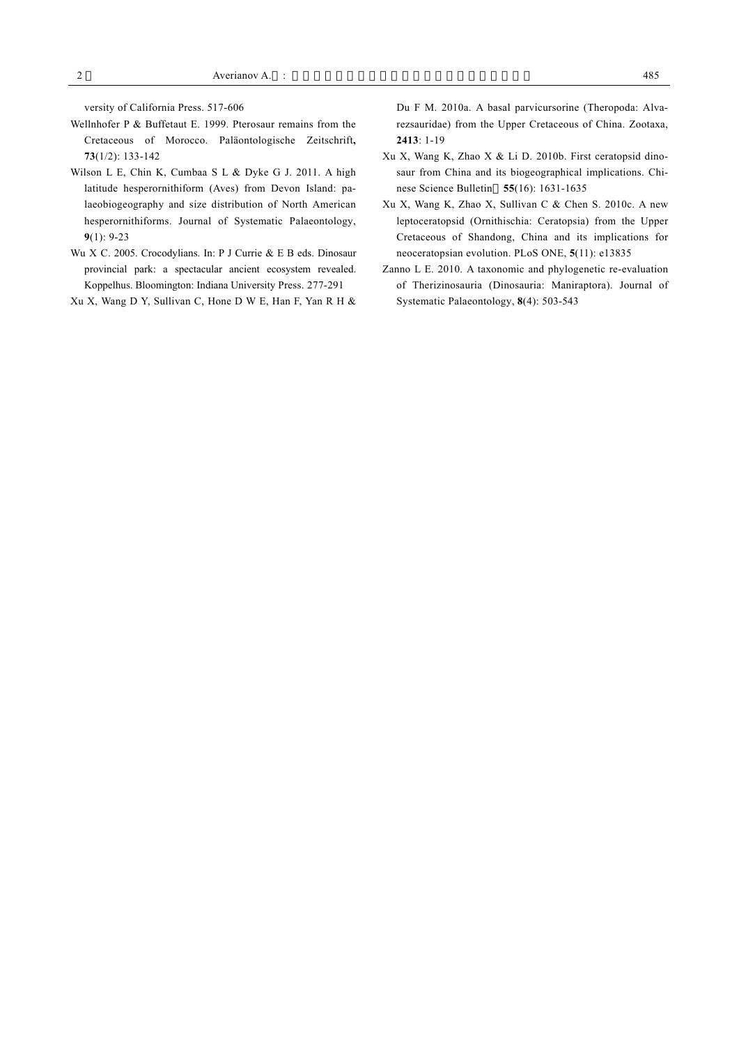versity of California Press. 517-606

Wellnhofer P & Buffetaut E. 1999. Pterosaur remains from the Cretaceous of Morocco. Paläontologische Zeitschrift, **73**(1/2): 133-142

Wilson L E, Chin K, Cumbaa S L & Dyke G J. 2011. A high latitude hesperornithiform (Aves) from Devon Island: palaeobiogeography and size distribution of North American hesperornithiforms. Journal of Systematic Palaeontology, **9**(1): 9-23

Wu X C. 2005. Crocodylians. In: P J Currie & E B eds. Dinosaur provincial park: a spectacular ancient ecosystem revealed. Koppelhus. Bloomington: Indiana University Press. 277-291

Xu X, Wang D Y, Sullivan C, Hone D W E, Han F, Yan R H & Du F M. 2010a. A basal parvicursorine (Theropoda: Alvarezsauridae) from the Upper Cretaceous of China. Zootaxa, **2413**: 1-19

Xu X, Wang K, Zhao X & Li D. 2010b. First ceratopsid dinosaur from China and its biogeographical implications. Chinese Science Bulletin，**55**(16): 1631-1635

Xu X, Wang K, Zhao X, Sullivan C & Chen S. 2010c. A new leptoceratopsid (Ornithischia: Ceratopsia) from the Upper Cretaceous of Shandong, China and its implications for neoceratopsian evolution. PLoS ONE, **5**(11): e13835

Zanno L E. 2010. A taxonomic and phylogenetic re-evaluation of Therizinosauria (Dinosauria: Maniraptora). Journal of Systematic Palaeontology, **8**(4): 503-543